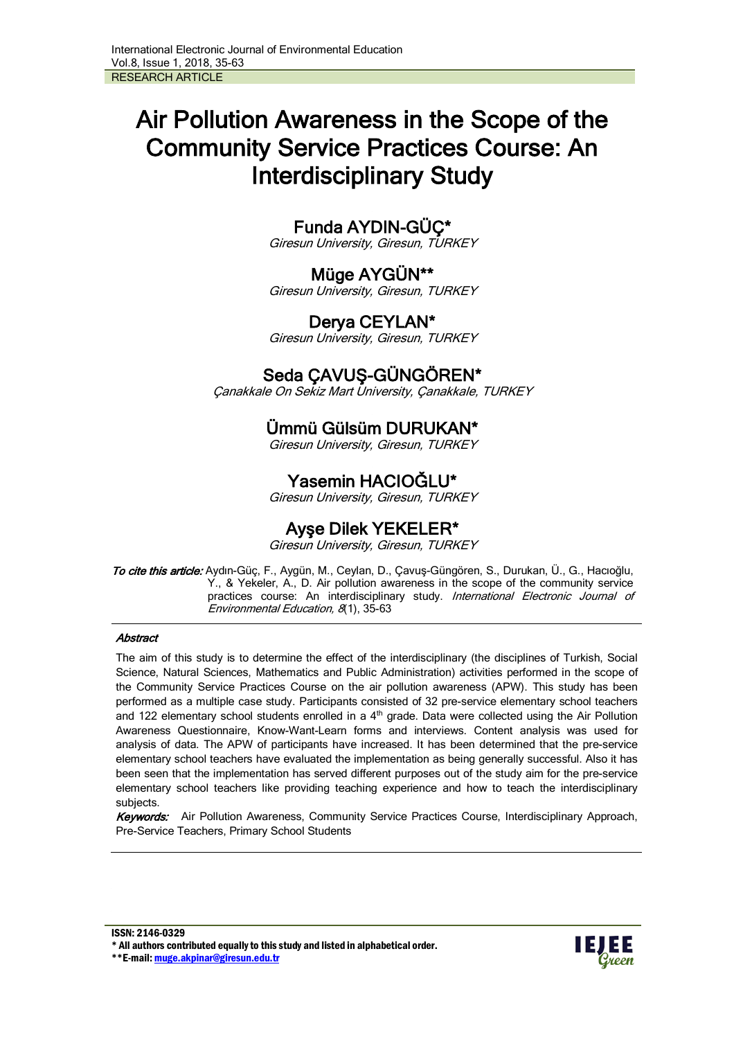International Electronic Journal of Environmental Education
Vol.8, Issue 1, 2018, 35-63
RESEARCH ARTICLE

# Air Pollution Awareness in the Scope of the Community Service Practices Course: An Interdisciplinary Study

## Funda AYDIN-GÜÇ*
*Giresun University, Giresun, TURKEY*

## Müge AYGÜN**
*Giresun University, Giresun, TURKEY*

## Derya CEYLAN*
*Giresun University, Giresun, TURKEY*

## Seda ÇAVUŞ-GÜNGÖREN*
*Çanakkale On Sekiz Mart University, Çanakkale, TURKEY*

## Ümmü Gülsüm DURUKAN*
*Giresun University, Giresun, TURKEY*

## Yasemin HACIOĞLU*
*Giresun University, Giresun, TURKEY*

## Ayşe Dilek YEKELER*
*Giresun University, Giresun, TURKEY*

***To cite this article:*** Aydın-Güç, F., Aygün, M., Ceylan, D., Çavuş-Güngören, S., Durukan, Ü., G., Hacıoğlu, Y., & Yekeler, A., D. Air pollution awareness in the scope of the community service practices course: An interdisciplinary study. *International Electronic Journal of Environmental Education, 8*(1), 35-63

---

***Abstract***

The aim of this study is to determine the effect of the interdisciplinary (the disciplines of Turkish, Social Science, Natural Sciences, Mathematics and Public Administration) activities performed in the scope of the Community Service Practices Course on the air pollution awareness (APW). This study has been performed as a multiple case study. Participants consisted of 32 pre-service elementary school teachers and 122 elementary school students enrolled in a 4th grade. Data were collected using the Air Pollution Awareness Questionnaire, Know-Want-Learn forms and interviews. Content analysis was used for analysis of data. The APW of participants have increased. It has been determined that the pre-service elementary school teachers have evaluated the implementation as being generally successful. Also it has been seen that the implementation has served different purposes out of the study aim for the pre-service elementary school teachers like providing teaching experience and how to teach the interdisciplinary subjects.

***Keywords:*** Air Pollution Awareness, Community Service Practices Course, Interdisciplinary Approach, Pre-Service Teachers, Primary School Students

---

**ISSN: 2146-0329**
**\* All authors contributed equally to this study and listed in alphabetical order.**
**\*\*E-mail: muge.akpinar@giresun.edu.tr**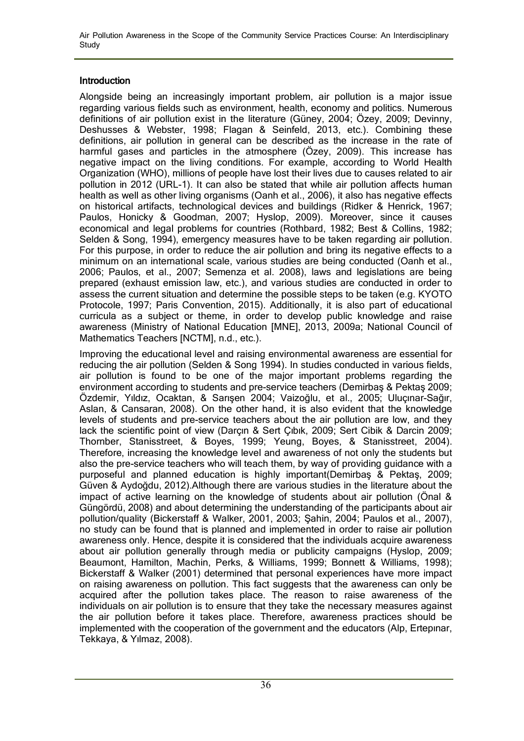## Introduction

Alongside being an increasingly important problem, air pollution is a major issue regarding various fields such as environment, health, economy and politics. Numerous definitions of air pollution exist in the literature (Güney, 2004; Özey, 2009; Devinny, Deshusses & Webster, 1998; Flagan & Seinfeld, 2013, etc.). Combining these definitions, air pollution in general can be described as the increase in the rate of harmful gases and particles in the atmosphere (Özey, 2009). This increase has negative impact on the living conditions. For example, according to World Health Organization (WHO), millions of people have lost their lives due to causes related to air pollution in 2012 (URL-1). It can also be stated that while air pollution affects human health as well as other living organisms (Oanh et al., 2006), it also has negative effects on historical artifacts, technological devices and buildings (Ridker & Henrick, 1967; Paulos, Honicky & Goodman, 2007; Hyslop, 2009). Moreover, since it causes economical and legal problems for countries (Rothbard, 1982; Best & Collins, 1982; Selden & Song, 1994), emergency measures have to be taken regarding air pollution. For this purpose, in order to reduce the air pollution and bring its negative effects to a minimum on an international scale, various studies are being conducted (Oanh et al., 2006; Paulos, et al., 2007; Semenza et al. 2008), laws and legislations are being prepared (exhaust emission law, etc.), and various studies are conducted in order to assess the current situation and determine the possible steps to be taken (e.g. KYOTO Protocole, 1997; Paris Convention, 2015). Additionally, it is also part of educational curricula as a subject or theme, in order to develop public knowledge and raise awareness (Ministry of National Education [MNE], 2013, 2009a; National Council of Mathematics Teachers [NCTM], n.d., etc.).

Improving the educational level and raising environmental awareness are essential for reducing the air pollution (Selden & Song 1994). In studies conducted in various fields, air pollution is found to be one of the major important problems regarding the environment according to students and pre-service teachers (Demirbaş & Pektaş 2009; Özdemir, Yıldız, Ocaktan, & Sarışen 2004; Vaizoğlu, et al., 2005; Uluçınar-Sağır, Aslan, & Cansaran, 2008). On the other hand, it is also evident that the knowledge levels of students and pre-service teachers about the air pollution are low, and they lack the scientific point of view (Darçın & Sert Çıbık, 2009; Sert Cibik & Darcin 2009; Thornber, Stanisstreet, & Boyes, 1999; Yeung, Boyes, & Stanisstreet, 2004). Therefore, increasing the knowledge level and awareness of not only the students but also the pre-service teachers who will teach them, by way of providing guidance with a purposeful and planned education is highly important(Demirbaş & Pektaş, 2009; Güven & Aydoğdu, 2012).Although there are various studies in the literature about the impact of active learning on the knowledge of students about air pollution (Önal & Güngördü, 2008) and about determining the understanding of the participants about air pollution/quality (Bickerstaff & Walker, 2001, 2003; Şahin, 2004; Paulos et al., 2007), no study can be found that is planned and implemented in order to raise air pollution awareness only. Hence, despite it is considered that the individuals acquire awareness about air pollution generally through media or publicity campaigns (Hyslop, 2009; Beaumont, Hamilton, Machin, Perks, & Williams, 1999; Bonnett & Williams, 1998); Bickerstaff & Walker (2001) determined that personal experiences have more impact on raising awareness on pollution. This fact suggests that the awareness can only be acquired after the pollution takes place. The reason to raise awareness of the individuals on air pollution is to ensure that they take the necessary measures against the air pollution before it takes place. Therefore, awareness practices should be implemented with the cooperation of the government and the educators (Alp, Ertepınar, Tekkaya, & Yılmaz, 2008).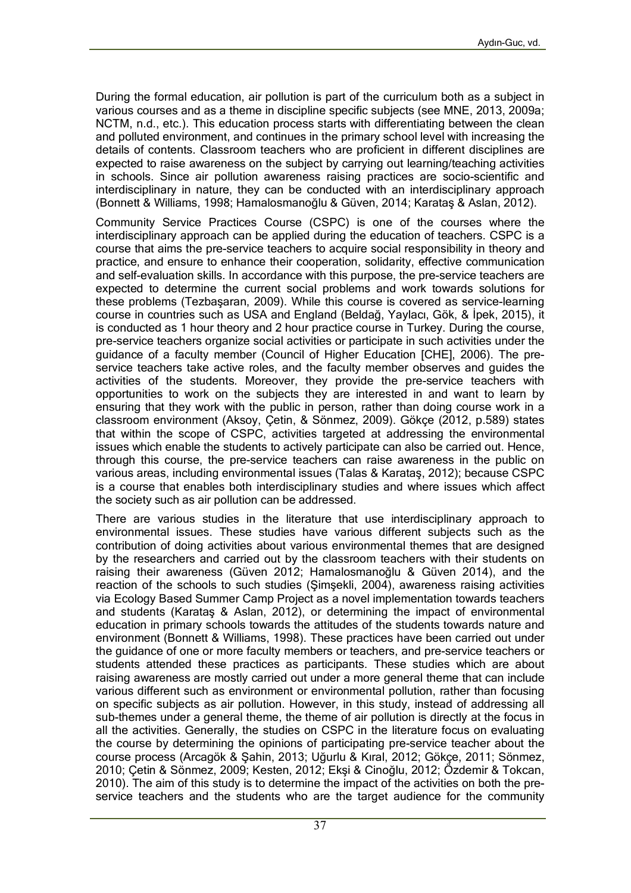During the formal education, air pollution is part of the curriculum both as a subject in various courses and as a theme in discipline specific subjects (see MNE, 2013, 2009a; NCTM, n.d., etc.). This education process starts with differentiating between the clean and polluted environment, and continues in the primary school level with increasing the details of contents. Classroom teachers who are proficient in different disciplines are expected to raise awareness on the subject by carrying out learning/teaching activities in schools. Since air pollution awareness raising practices are socio-scientific and interdisciplinary in nature, they can be conducted with an interdisciplinary approach (Bonnett & Williams, 1998; Hamalosmanoğlu & Güven, 2014; Karataş & Aslan, 2012).

Community Service Practices Course (CSPC) is one of the courses where the interdisciplinary approach can be applied during the education of teachers. CSPC is a course that aims the pre-service teachers to acquire social responsibility in theory and practice, and ensure to enhance their cooperation, solidarity, effective communication and self-evaluation skills. In accordance with this purpose, the pre-service teachers are expected to determine the current social problems and work towards solutions for these problems (Tezbaşaran, 2009). While this course is covered as service-learning course in countries such as USA and England (Beldağ, Yaylacı, Gök, & İpek, 2015), it is conducted as 1 hour theory and 2 hour practice course in Turkey. During the course, pre-service teachers organize social activities or participate in such activities under the guidance of a faculty member (Council of Higher Education [CHE], 2006). The pre-service teachers take active roles, and the faculty member observes and guides the activities of the students. Moreover, they provide the pre-service teachers with opportunities to work on the subjects they are interested in and want to learn by ensuring that they work with the public in person, rather than doing course work in a classroom environment (Aksoy, Çetin, & Sönmez, 2009). Gökçe (2012, p.589) states that within the scope of CSPC, activities targeted at addressing the environmental issues which enable the students to actively participate can also be carried out. Hence, through this course, the pre-service teachers can raise awareness in the public on various areas, including environmental issues (Talas & Karataş, 2012); because CSPC is a course that enables both interdisciplinary studies and where issues which affect the society such as air pollution can be addressed.

There are various studies in the literature that use interdisciplinary approach to environmental issues. These studies have various different subjects such as the contribution of doing activities about various environmental themes that are designed by the researchers and carried out by the classroom teachers with their students on raising their awareness (Güven 2012; Hamalosmanoğlu & Güven 2014), and the reaction of the schools to such studies (Şimşekli, 2004), awareness raising activities via Ecology Based Summer Camp Project as a novel implementation towards teachers and students (Karataş & Aslan, 2012), or determining the impact of environmental education in primary schools towards the attitudes of the students towards nature and environment (Bonnett & Williams, 1998). These practices have been carried out under the guidance of one or more faculty members or teachers, and pre-service teachers or students attended these practices as participants. These studies which are about raising awareness are mostly carried out under a more general theme that can include various different such as environment or environmental pollution, rather than focusing on specific subjects as air pollution. However, in this study, instead of addressing all sub-themes under a general theme, the theme of air pollution is directly at the focus in all the activities. Generally, the studies on CSPC in the literature focus on evaluating the course by determining the opinions of participating pre-service teacher about the course process (Arcagök & Şahin, 2013; Uğurlu & Kıral, 2012; Gökçe, 2011; Sönmez, 2010; Çetin & Sönmez, 2009; Kesten, 2012; Ekşi & Cinoğlu, 2012; Özdemir & Tokcan, 2010). The aim of this study is to determine the impact of the activities on both the pre-service teachers and the students who are the target audience for the community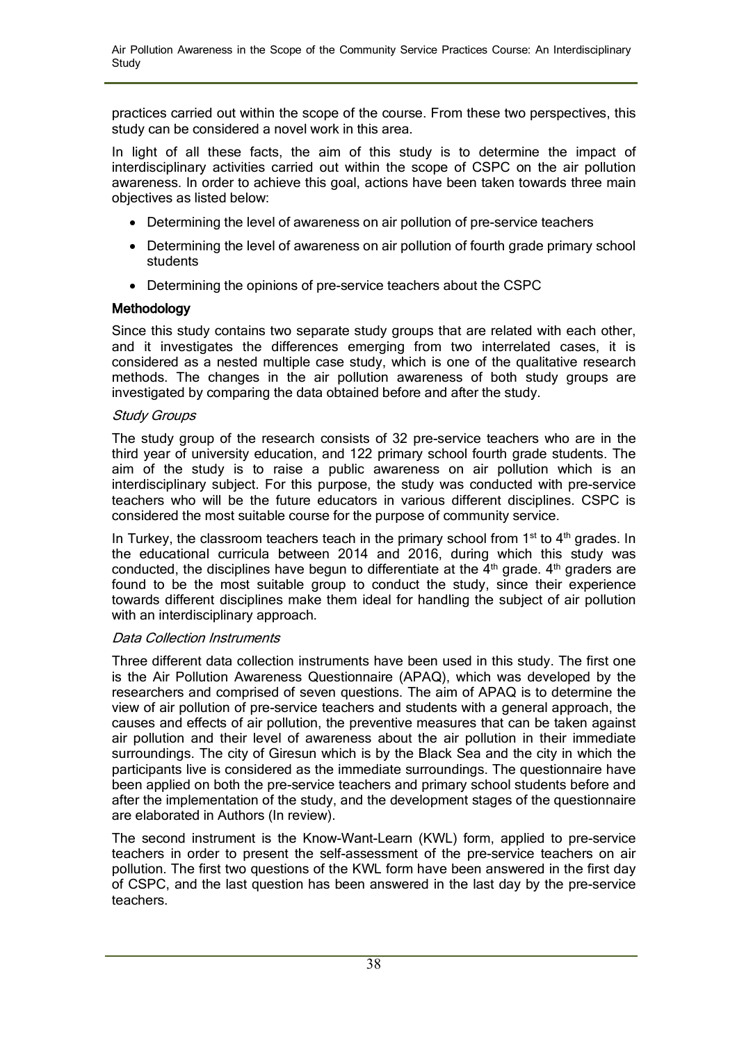practices carried out within the scope of the course. From these two perspectives, this study can be considered a novel work in this area.

In light of all these facts, the aim of this study is to determine the impact of interdisciplinary activities carried out within the scope of CSPC on the air pollution awareness. In order to achieve this goal, actions have been taken towards three main objectives as listed below:

- Determining the level of awareness on air pollution of pre-service teachers
- Determining the level of awareness on air pollution of fourth grade primary school students
- Determining the opinions of pre-service teachers about the CSPC

## Methodology

Since this study contains two separate study groups that are related with each other, and it investigates the differences emerging from two interrelated cases, it is considered as a nested multiple case study, which is one of the qualitative research methods. The changes in the air pollution awareness of both study groups are investigated by comparing the data obtained before and after the study.

### *Study Groups*

The study group of the research consists of 32 pre-service teachers who are in the third year of university education, and 122 primary school fourth grade students. The aim of the study is to raise a public awareness on air pollution which is an interdisciplinary subject. For this purpose, the study was conducted with pre-service teachers who will be the future educators in various different disciplines. CSPC is considered the most suitable course for the purpose of community service.

In Turkey, the classroom teachers teach in the primary school from 1st to 4th grades. In the educational curricula between 2014 and 2016, during which this study was conducted, the disciplines have begun to differentiate at the 4th grade. 4th graders are found to be the most suitable group to conduct the study, since their experience towards different disciplines make them ideal for handling the subject of air pollution with an interdisciplinary approach.

### *Data Collection Instruments*

Three different data collection instruments have been used in this study. The first one is the Air Pollution Awareness Questionnaire (APAQ), which was developed by the researchers and comprised of seven questions. The aim of APAQ is to determine the view of air pollution of pre-service teachers and students with a general approach, the causes and effects of air pollution, the preventive measures that can be taken against air pollution and their level of awareness about the air pollution in their immediate surroundings. The city of Giresun which is by the Black Sea and the city in which the participants live is considered as the immediate surroundings. The questionnaire have been applied on both the pre-service teachers and primary school students before and after the implementation of the study, and the development stages of the questionnaire are elaborated in Authors (In review).

The second instrument is the Know-Want-Learn (KWL) form, applied to pre-service teachers in order to present the self-assessment of the pre-service teachers on air pollution. The first two questions of the KWL form have been answered in the first day of CSPC, and the last question has been answered in the last day by the pre-service teachers.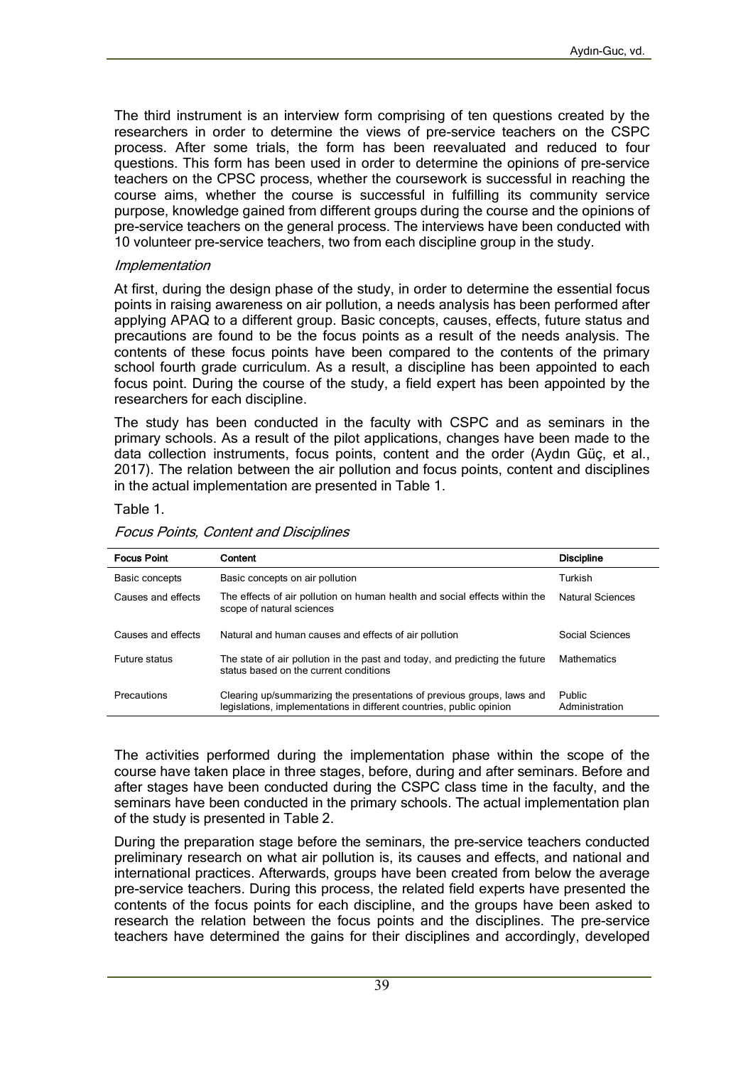The third instrument is an interview form comprising of ten questions created by the researchers in order to determine the views of pre-service teachers on the CSPC process. After some trials, the form has been reevaluated and reduced to four questions. This form has been used in order to determine the opinions of pre-service teachers on the CPSC process, whether the coursework is successful in reaching the course aims, whether the course is successful in fulfilling its community service purpose, knowledge gained from different groups during the course and the opinions of pre-service teachers on the general process. The interviews have been conducted with 10 volunteer pre-service teachers, two from each discipline group in the study.

*Implementation*

At first, during the design phase of the study, in order to determine the essential focus points in raising awareness on air pollution, a needs analysis has been performed after applying APAQ to a different group. Basic concepts, causes, effects, future status and precautions are found to be the focus points as a result of the needs analysis. The contents of these focus points have been compared to the contents of the primary school fourth grade curriculum. As a result, a discipline has been appointed to each focus point. During the course of the study, a field expert has been appointed by the researchers for each discipline.

The study has been conducted in the faculty with CSPC and as seminars in the primary schools. As a result of the pilot applications, changes have been made to the data collection instruments, focus points, content and the order (Aydın Güç, et al., 2017). The relation between the air pollution and focus points, content and disciplines in the actual implementation are presented in Table 1.

Table 1.

*Focus Points, Content and Disciplines*

| Focus Point | Content | Discipline |
|---|---|---|
| Basic concepts | Basic concepts on air pollution | Turkish |
| Causes and effects | The effects of air pollution on human health and social effects within the scope of natural sciences | Natural Sciences |
| Causes and effects | Natural and human causes and effects of air pollution | Social Sciences |
| Future status | The state of air pollution in the past and today, and predicting the future status based on the current conditions | Mathematics |
| Precautions | Clearing up/summarizing the presentations of previous groups, laws and legislations, implementations in different countries, public opinion | Public Administration |

The activities performed during the implementation phase within the scope of the course have taken place in three stages, before, during and after seminars. Before and after stages have been conducted during the CSPC class time in the faculty, and the seminars have been conducted in the primary schools. The actual implementation plan of the study is presented in Table 2.

During the preparation stage before the seminars, the pre-service teachers conducted preliminary research on what air pollution is, its causes and effects, and national and international practices. Afterwards, groups have been created from below the average pre-service teachers. During this process, the related field experts have presented the contents of the focus points for each discipline, and the groups have been asked to research the relation between the focus points and the disciplines. The pre-service teachers have determined the gains for their disciplines and accordingly, developed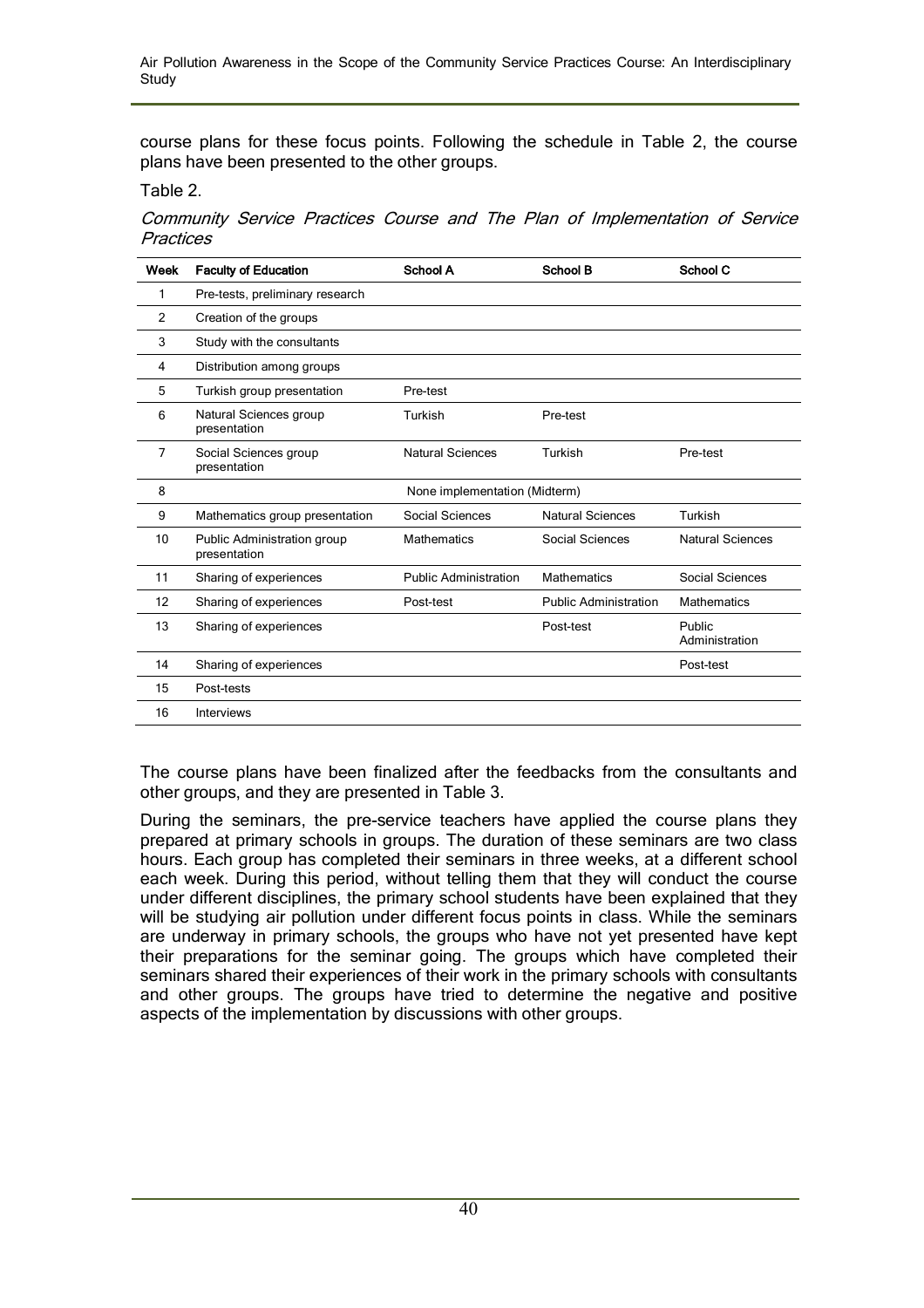course plans for these focus points. Following the schedule in Table 2, the course plans have been presented to the other groups.

Table 2.

*Community Service Practices Course and The Plan of Implementation of Service Practices*

| Week | Faculty of Education | School A | School B | School C |
|---|---|---|---|---|
| 1 | Pre-tests, preliminary research | | | |
| 2 | Creation of the groups | | | |
| 3 | Study with the consultants | | | |
| 4 | Distribution among groups | | | |
| 5 | Turkish group presentation | Pre-test | | |
| 6 | Natural Sciences group presentation | Turkish | Pre-test | |
| 7 | Social Sciences group presentation | Natural Sciences | Turkish | Pre-test |
| 8 | | None implementation (Midterm) | | |
| 9 | Mathematics group presentation | Social Sciences | Natural Sciences | Turkish |
| 10 | Public Administration group presentation | Mathematics | Social Sciences | Natural Sciences |
| 11 | Sharing of experiences | Public Administration | Mathematics | Social Sciences |
| 12 | Sharing of experiences | Post-test | Public Administration | Mathematics |
| 13 | Sharing of experiences | | Post-test | Public Administration |
| 14 | Sharing of experiences | | | Post-test |
| 15 | Post-tests | | | |
| 16 | Interviews | | | |

The course plans have been finalized after the feedbacks from the consultants and other groups, and they are presented in Table 3.

During the seminars, the pre-service teachers have applied the course plans they prepared at primary schools in groups. The duration of these seminars are two class hours. Each group has completed their seminars in three weeks, at a different school each week. During this period, without telling them that they will conduct the course under different disciplines, the primary school students have been explained that they will be studying air pollution under different focus points in class. While the seminars are underway in primary schools, the groups who have not yet presented have kept their preparations for the seminar going. The groups which have completed their seminars shared their experiences of their work in the primary schools with consultants and other groups. The groups have tried to determine the negative and positive aspects of the implementation by discussions with other groups.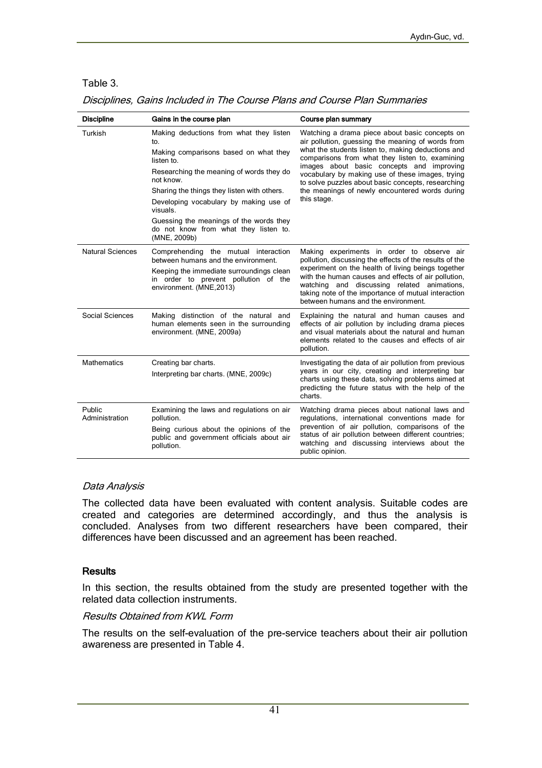Table 3.

*Disciplines, Gains Included in The Course Plans and Course Plan Summaries*

| Discipline | Gains in the course plan | Course plan summary |
|---|---|---|
| Turkish | Making deductions from what they listen to. Making comparisons based on what they listen to. Researching the meaning of words they do not know. Sharing the things they listen with others. Developing vocabulary by making use of visuals. Guessing the meanings of the words they do not know from what they listen to. (MNE, 2009b) | Watching a drama piece about basic concepts on air pollution, guessing the meaning of words from what the students listen to, making deductions and comparisons from what they listen to, examining images about basic concepts and improving vocabulary by making use of these images, trying to solve puzzles about basic concepts, researching the meanings of newly encountered words during this stage. |
| Natural Sciences | Comprehending the mutual interaction between humans and the environment. Keeping the immediate surroundings clean in order to prevent pollution of the environment. (MNE,2013) | Making experiments in order to observe air pollution, discussing the effects of the results of the experiment on the health of living beings together with the human causes and effects of air pollution, watching and discussing related animations, taking note of the importance of mutual interaction between humans and the environment. |
| Social Sciences | Making distinction of the natural and human elements seen in the surrounding environment. (MNE, 2009a) | Explaining the natural and human causes and effects of air pollution by including drama pieces and visual materials about the natural and human elements related to the causes and effects of air pollution. |
| Mathematics | Creating bar charts. Interpreting bar charts. (MNE, 2009c) | Investigating the data of air pollution from previous years in our city, creating and interpreting bar charts using these data, solving problems aimed at predicting the future status with the help of the charts. |
| Public Administration | Examining the laws and regulations on air pollution. Being curious about the opinions of the public and government officials about air pollution. | Watching drama pieces about national laws and regulations, international conventions made for prevention of air pollution, comparisons of the status of air pollution between different countries; watching and discussing interviews about the public opinion. |

### *Data Analysis*

The collected data have been evaluated with content analysis. Suitable codes are created and categories are determined accordingly, and thus the analysis is concluded. Analyses from two different researchers have been compared, their differences have been discussed and an agreement has been reached.

## Results

In this section, the results obtained from the study are presented together with the related data collection instruments.

### *Results Obtained from KWL Form*

The results on the self-evaluation of the pre-service teachers about their air pollution awareness are presented in Table 4.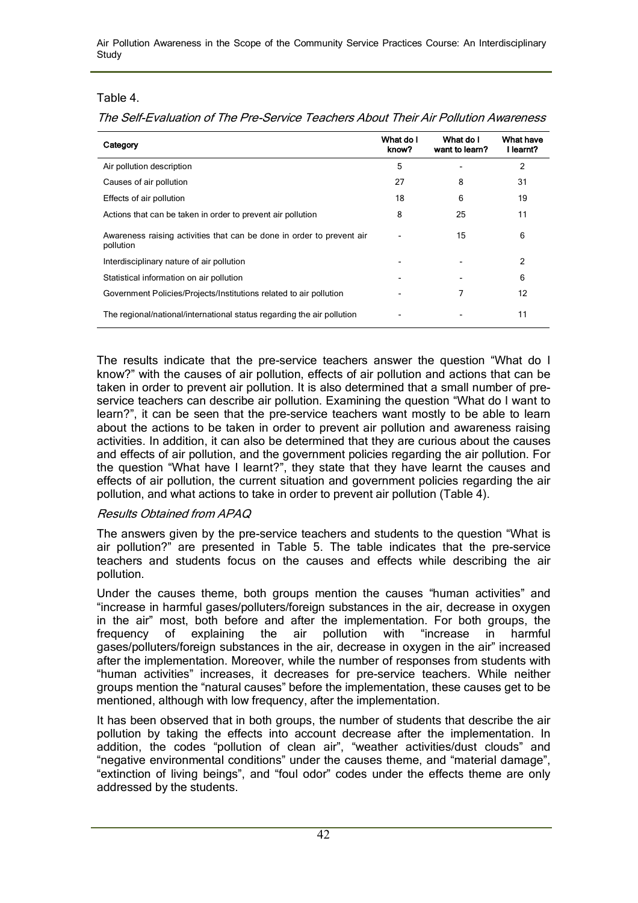Table 4.

*The Self-Evaluation of The Pre-Service Teachers About Their Air Pollution Awareness*

| Category | What do I know? | What do I want to learn? | What have I learnt? |
|---|---|---|---|
| Air pollution description | 5 | - | 2 |
| Causes of air pollution | 27 | 8 | 31 |
| Effects of air pollution | 18 | 6 | 19 |
| Actions that can be taken in order to prevent air pollution | 8 | 25 | 11 |
| Awareness raising activities that can be done in order to prevent air pollution | - | 15 | 6 |
| Interdisciplinary nature of air pollution | - | - | 2 |
| Statistical information on air pollution | - | - | 6 |
| Government Policies/Projects/Institutions related to air pollution | - | 7 | 12 |
| The regional/national/international status regarding the air pollution | - | - | 11 |

The results indicate that the pre-service teachers answer the question "What do I know?" with the causes of air pollution, effects of air pollution and actions that can be taken in order to prevent air pollution. It is also determined that a small number of pre-service teachers can describe air pollution. Examining the question "What do I want to learn?", it can be seen that the pre-service teachers want mostly to be able to learn about the actions to be taken in order to prevent air pollution and awareness raising activities. In addition, it can also be determined that they are curious about the causes and effects of air pollution, and the government policies regarding the air pollution. For the question "What have I learnt?", they state that they have learnt the causes and effects of air pollution, the current situation and government policies regarding the air pollution, and what actions to take in order to prevent air pollution (Table 4).

*Results Obtained from APAQ*

The answers given by the pre-service teachers and students to the question "What is air pollution?" are presented in Table 5. The table indicates that the pre-service teachers and students focus on the causes and effects while describing the air pollution.

Under the causes theme, both groups mention the causes "human activities" and "increase in harmful gases/polluters/foreign substances in the air, decrease in oxygen in the air" most, both before and after the implementation. For both groups, the frequency of explaining the air pollution with "increase in harmful gases/polluters/foreign substances in the air, decrease in oxygen in the air" increased after the implementation. Moreover, while the number of responses from students with "human activities" increases, it decreases for pre-service teachers. While neither groups mention the "natural causes" before the implementation, these causes get to be mentioned, although with low frequency, after the implementation.

It has been observed that in both groups, the number of students that describe the air pollution by taking the effects into account decrease after the implementation. In addition, the codes "pollution of clean air", "weather activities/dust clouds" and "negative environmental conditions" under the causes theme, and "material damage", "extinction of living beings", and "foul odor" codes under the effects theme are only addressed by the students.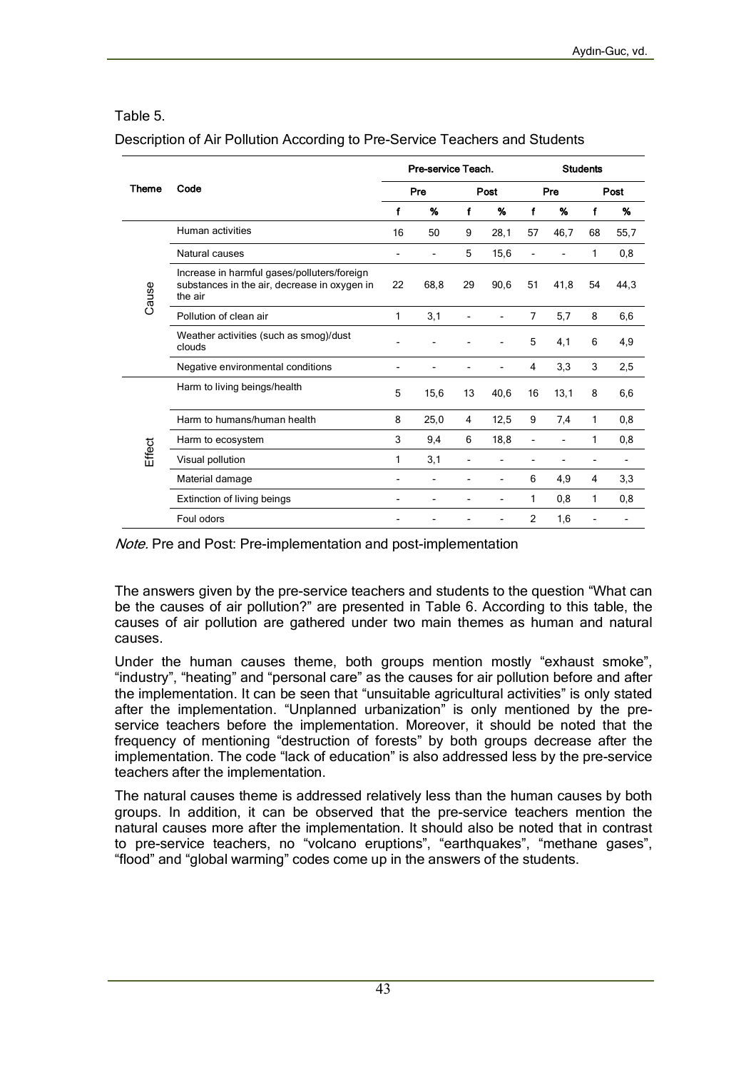Table 5.

Description of Air Pollution According to Pre-Service Teachers and Students

| Theme | Code | Pre-service Teach. | | | | Students | | | |
|---|---|---|---|---|---|---|---|---|---|
| | | Pre | | Post | | Pre | | Post | |
| | | f | % | f | % | f | % | f | % |
| Cause | Human activities | 16 | 50 | 9 | 28,1 | 57 | 46,7 | 68 | 55,7 |
| | Natural causes | - | - | 5 | 15,6 | - | - | 1 | 0,8 |
| | Increase in harmful gases/polluters/foreign substances in the air, decrease in oxygen in the air | 22 | 68,8 | 29 | 90,6 | 51 | 41,8 | 54 | 44,3 |
| | Pollution of clean air | 1 | 3,1 | - | - | 7 | 5,7 | 8 | 6,6 |
| | Weather activities (such as smog)/dust clouds | - | - | - | - | 5 | 4,1 | 6 | 4,9 |
| | Negative environmental conditions | - | - | - | - | 4 | 3,3 | 3 | 2,5 |
| Effect | Harm to living beings/health | 5 | 15,6 | 13 | 40,6 | 16 | 13,1 | 8 | 6,6 |
| | Harm to humans/human health | 8 | 25,0 | 4 | 12,5 | 9 | 7,4 | 1 | 0,8 |
| | Harm to ecosystem | 3 | 9,4 | 6 | 18,8 | - | - | 1 | 0,8 |
| | Visual pollution | 1 | 3,1 | - | - | - | - | - | - |
| | Material damage | - | - | - | - | 6 | 4,9 | 4 | 3,3 |
| | Extinction of living beings | - | - | - | - | 1 | 0,8 | 1 | 0,8 |
| | Foul odors | - | - | - | - | 2 | 1,6 | - | - |

*Note.* Pre and Post: Pre-implementation and post-implementation

The answers given by the pre-service teachers and students to the question "What can be the causes of air pollution?" are presented in Table 6. According to this table, the causes of air pollution are gathered under two main themes as human and natural causes.

Under the human causes theme, both groups mention mostly "exhaust smoke", "industry", "heating" and "personal care" as the causes for air pollution before and after the implementation. It can be seen that "unsuitable agricultural activities" is only stated after the implementation. "Unplanned urbanization" is only mentioned by the pre-service teachers before the implementation. Moreover, it should be noted that the frequency of mentioning "destruction of forests" by both groups decrease after the implementation. The code "lack of education" is also addressed less by the pre-service teachers after the implementation.

The natural causes theme is addressed relatively less than the human causes by both groups. In addition, it can be observed that the pre-service teachers mention the natural causes more after the implementation. It should also be noted that in contrast to pre-service teachers, no "volcano eruptions", "earthquakes", "methane gases", "flood" and "global warming" codes come up in the answers of the students.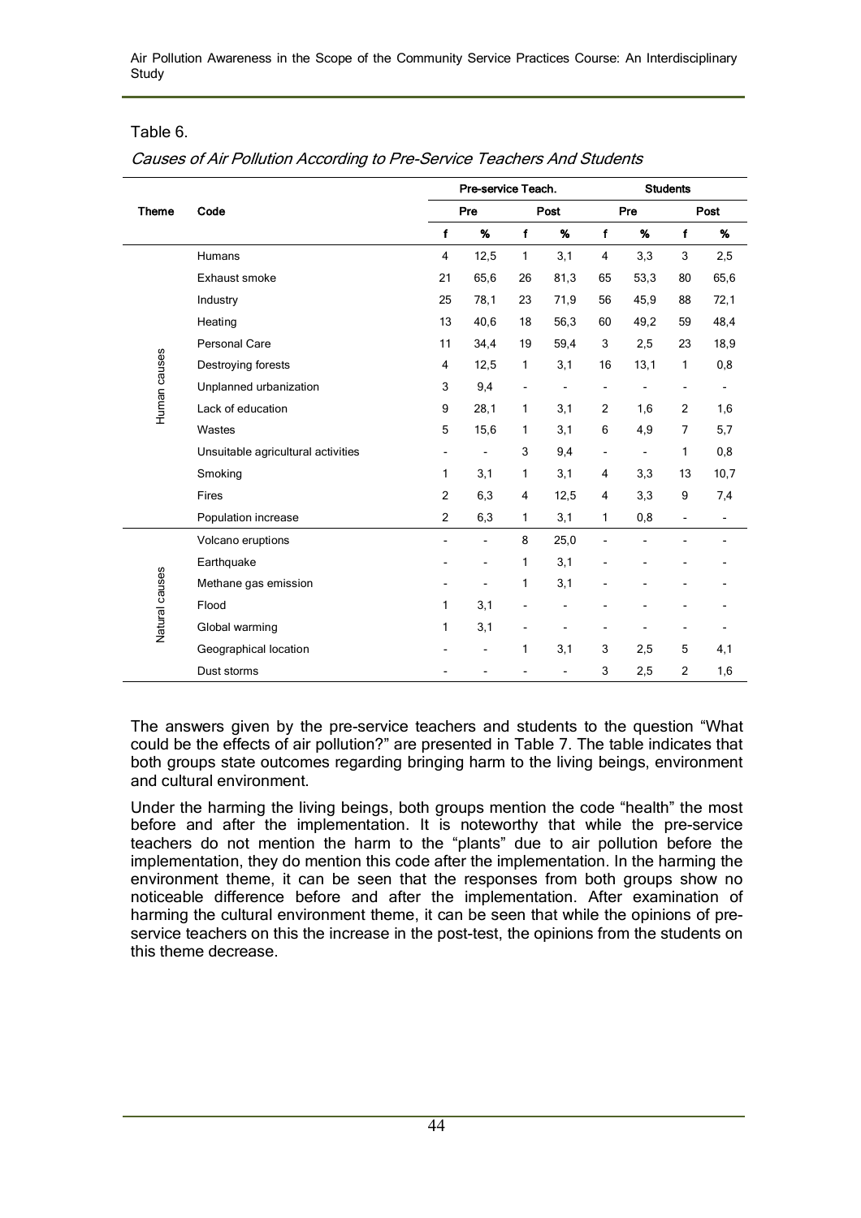Table 6.

*Causes of Air Pollution According to Pre-Service Teachers And Students*

| Theme | Code | Pre-service Teach. | | | | Students | | | |
|---|---|---|---|---|---|---|---|---|---|
| | | Pre | | Post | | Pre | | Post | |
| | | f | % | f | % | f | % | f | % |
| Human causes | Humans | 4 | 12,5 | 1 | 3,1 | 4 | 3,3 | 3 | 2,5 |
| | Exhaust smoke | 21 | 65,6 | 26 | 81,3 | 65 | 53,3 | 80 | 65,6 |
| | Industry | 25 | 78,1 | 23 | 71,9 | 56 | 45,9 | 88 | 72,1 |
| | Heating | 13 | 40,6 | 18 | 56,3 | 60 | 49,2 | 59 | 48,4 |
| | Personal Care | 11 | 34,4 | 19 | 59,4 | 3 | 2,5 | 23 | 18,9 |
| | Destroying forests | 4 | 12,5 | 1 | 3,1 | 16 | 13,1 | 1 | 0,8 |
| | Unplanned urbanization | 3 | 9,4 | - | - | - | - | - | - |
| | Lack of education | 9 | 28,1 | 1 | 3,1 | 2 | 1,6 | 2 | 1,6 |
| | Wastes | 5 | 15,6 | 1 | 3,1 | 6 | 4,9 | 7 | 5,7 |
| | Unsuitable agricultural activities | - | - | 3 | 9,4 | - | - | 1 | 0,8 |
| | Smoking | 1 | 3,1 | 1 | 3,1 | 4 | 3,3 | 13 | 10,7 |
| | Fires | 2 | 6,3 | 4 | 12,5 | 4 | 3,3 | 9 | 7,4 |
| | Population increase | 2 | 6,3 | 1 | 3,1 | 1 | 0,8 | - | - |
| Natural causes | Volcano eruptions | - | - | 8 | 25,0 | - | - | - | - |
| | Earthquake | - | - | 1 | 3,1 | - | - | - | - |
| | Methane gas emission | - | - | 1 | 3,1 | - | - | - | - |
| | Flood | 1 | 3,1 | - | - | - | - | - | - |
| | Global warming | 1 | 3,1 | - | - | - | - | - | - |
| | Geographical location | - | - | 1 | 3,1 | 3 | 2,5 | 5 | 4,1 |
| | Dust storms | - | - | - | - | 3 | 2,5 | 2 | 1,6 |

The answers given by the pre-service teachers and students to the question "What could be the effects of air pollution?" are presented in Table 7. The table indicates that both groups state outcomes regarding bringing harm to the living beings, environment and cultural environment.

Under the harming the living beings, both groups mention the code "health" the most before and after the implementation. It is noteworthy that while the pre-service teachers do not mention the harm to the "plants" due to air pollution before the implementation, they do mention this code after the implementation. In the harming the environment theme, it can be seen that the responses from both groups show no noticeable difference before and after the implementation. After examination of harming the cultural environment theme, it can be seen that while the opinions of pre-service teachers on this the increase in the post-test, the opinions from the students on this theme decrease.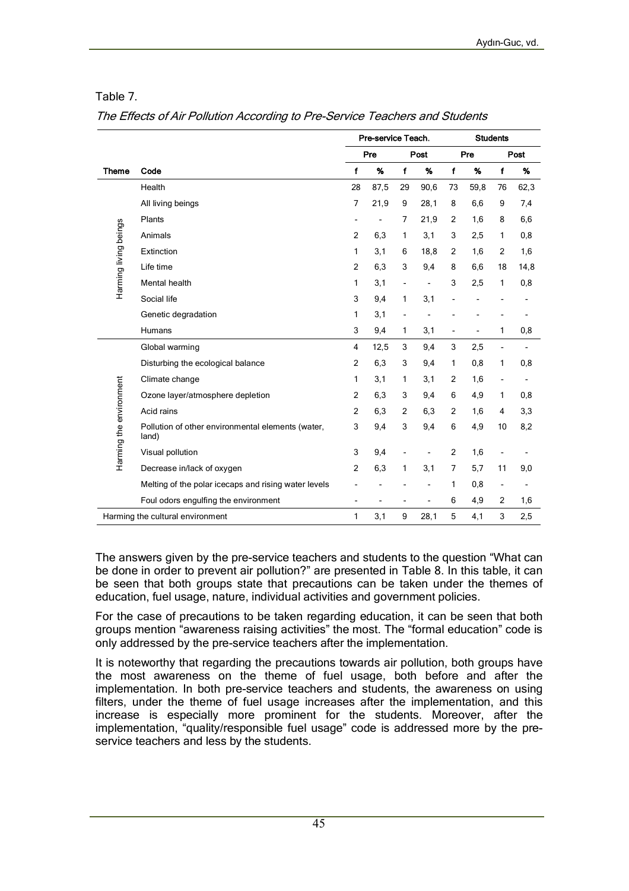Table 7.

*The Effects of Air Pollution According to Pre-Service Teachers and Students*

| | | Pre-service Teach. | | | | Students | | | |
|---|---|---|---|---|---|---|---|---|---|
| | | Pre | | Post | | Pre | | Post | |
| **Theme** | **Code** | **f** | **%** | **f** | **%** | **f** | **%** | **f** | **%** |
| Harming living beings | Health | 28 | 87,5 | 29 | 90,6 | 73 | 59,8 | 76 | 62,3 |
| | All living beings | 7 | 21,9 | 9 | 28,1 | 8 | 6,6 | 9 | 7,4 |
| | Plants | - | - | 7 | 21,9 | 2 | 1,6 | 8 | 6,6 |
| | Animals | 2 | 6,3 | 1 | 3,1 | 3 | 2,5 | 1 | 0,8 |
| | Extinction | 1 | 3,1 | 6 | 18,8 | 2 | 1,6 | 2 | 1,6 |
| | Life time | 2 | 6,3 | 3 | 9,4 | 8 | 6,6 | 18 | 14,8 |
| | Mental health | 1 | 3,1 | - | - | 3 | 2,5 | 1 | 0,8 |
| | Social life | 3 | 9,4 | 1 | 3,1 | - | - | - | - |
| | Genetic degradation | 1 | 3,1 | - | - | - | - | - | - |
| | Humans | 3 | 9,4 | 1 | 3,1 | - | - | 1 | 0,8 |
| Harming the environment | Global warming | 4 | 12,5 | 3 | 9,4 | 3 | 2,5 | - | - |
| | Disturbing the ecological balance | 2 | 6,3 | 3 | 9,4 | 1 | 0,8 | 1 | 0,8 |
| | Climate change | 1 | 3,1 | 1 | 3,1 | 2 | 1,6 | - | - |
| | Ozone layer/atmosphere depletion | 2 | 6,3 | 3 | 9,4 | 6 | 4,9 | 1 | 0,8 |
| | Acid rains | 2 | 6,3 | 2 | 6,3 | 2 | 1,6 | 4 | 3,3 |
| | Pollution of other environmental elements (water, land) | 3 | 9,4 | 3 | 9,4 | 6 | 4,9 | 10 | 8,2 |
| | Visual pollution | 3 | 9,4 | - | - | 2 | 1,6 | - | - |
| | Decrease in/lack of oxygen | 2 | 6,3 | 1 | 3,1 | 7 | 5,7 | 11 | 9,0 |
| | Melting of the polar icecaps and rising water levels | - | - | - | - | 1 | 0,8 | - | - |
| | Foul odors engulfing the environment | - | - | - | - | 6 | 4,9 | 2 | 1,6 |
| Harming the cultural environment | | 1 | 3,1 | 9 | 28,1 | 5 | 4,1 | 3 | 2,5 |

The answers given by the pre-service teachers and students to the question "What can be done in order to prevent air pollution?" are presented in Table 8. In this table, it can be seen that both groups state that precautions can be taken under the themes of education, fuel usage, nature, individual activities and government policies.

For the case of precautions to be taken regarding education, it can be seen that both groups mention "awareness raising activities" the most. The "formal education" code is only addressed by the pre-service teachers after the implementation.

It is noteworthy that regarding the precautions towards air pollution, both groups have the most awareness on the theme of fuel usage, both before and after the implementation. In both pre-service teachers and students, the awareness on using filters, under the theme of fuel usage increases after the implementation, and this increase is especially more prominent for the students. Moreover, after the implementation, "quality/responsible fuel usage" code is addressed more by the pre-service teachers and less by the students.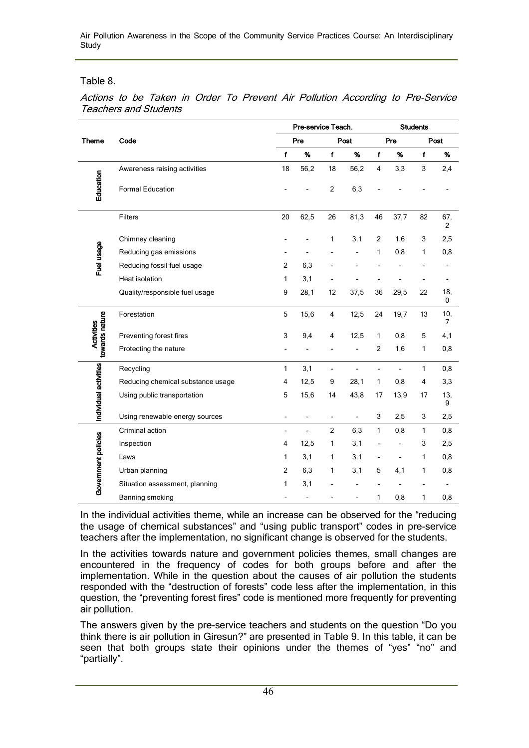Table 8.

*Actions to be Taken in Order To Prevent Air Pollution According to Pre-Service Teachers and Students*

| Theme | Code | Pre-service Teach. | | | | Students | | | |
|---|---|---|---|---|---|---|---|---|---|
| | | Pre | | Post | | Pre | | Post | |
| | | f | % | f | % | f | % | f | % |
| Education | Awareness raising activities | 18 | 56,2 | 18 | 56,2 | 4 | 3,3 | 3 | 2,4 |
| | Formal Education | - | - | 2 | 6,3 | - | - | - | - |
| Fuel usage | Filters | 20 | 62,5 | 26 | 81,3 | 46 | 37,7 | 82 | 67,2 |
| | Chimney cleaning | - | - | 1 | 3,1 | 2 | 1,6 | 3 | 2,5 |
| | Reducing gas emissions | - | - | - | - | 1 | 0,8 | 1 | 0,8 |
| | Reducing fossil fuel usage | 2 | 6,3 | - | - | - | - | - | - |
| | Heat isolation | 1 | 3,1 | - | - | - | - | - | - |
| | Quality/responsible fuel usage | 9 | 28,1 | 12 | 37,5 | 36 | 29,5 | 22 | 18,0 |
| Activities towards nature | Forestation | 5 | 15,6 | 4 | 12,5 | 24 | 19,7 | 13 | 10,7 |
| | Preventing forest fires | 3 | 9,4 | 4 | 12,5 | 1 | 0,8 | 5 | 4,1 |
| | Protecting the nature | - | - | - | - | 2 | 1,6 | 1 | 0,8 |
| Individual activities | Recycling | 1 | 3,1 | - | - | - | - | 1 | 0,8 |
| | Reducing chemical substance usage | 4 | 12,5 | 9 | 28,1 | 1 | 0,8 | 4 | 3,3 |
| | Using public transportation | 5 | 15,6 | 14 | 43,8 | 17 | 13,9 | 17 | 13,9 |
| | Using renewable energy sources | - | - | - | - | 3 | 2,5 | 3 | 2,5 |
| Government policies | Criminal action | - | - | 2 | 6,3 | 1 | 0,8 | 1 | 0,8 |
| | Inspection | 4 | 12,5 | 1 | 3,1 | - | - | 3 | 2,5 |
| | Laws | 1 | 3,1 | 1 | 3,1 | - | - | 1 | 0,8 |
| | Urban planning | 2 | 6,3 | 1 | 3,1 | 5 | 4,1 | 1 | 0,8 |
| | Situation assessment, planning | 1 | 3,1 | - | - | - | - | - | - |
| | Banning smoking | - | - | - | - | 1 | 0,8 | 1 | 0,8 |

In the individual activities theme, while an increase can be observed for the "reducing the usage of chemical substances" and "using public transport" codes in pre-service teachers after the implementation, no significant change is observed for the students.

In the activities towards nature and government policies themes, small changes are encountered in the frequency of codes for both groups before and after the implementation. While in the question about the causes of air pollution the students responded with the "destruction of forests" code less after the implementation, in this question, the "preventing forest fires" code is mentioned more frequently for preventing air pollution.

The answers given by the pre-service teachers and students on the question "Do you think there is air pollution in Giresun?" are presented in Table 9. In this table, it can be seen that both groups state their opinions under the themes of "yes" "no" and "partially".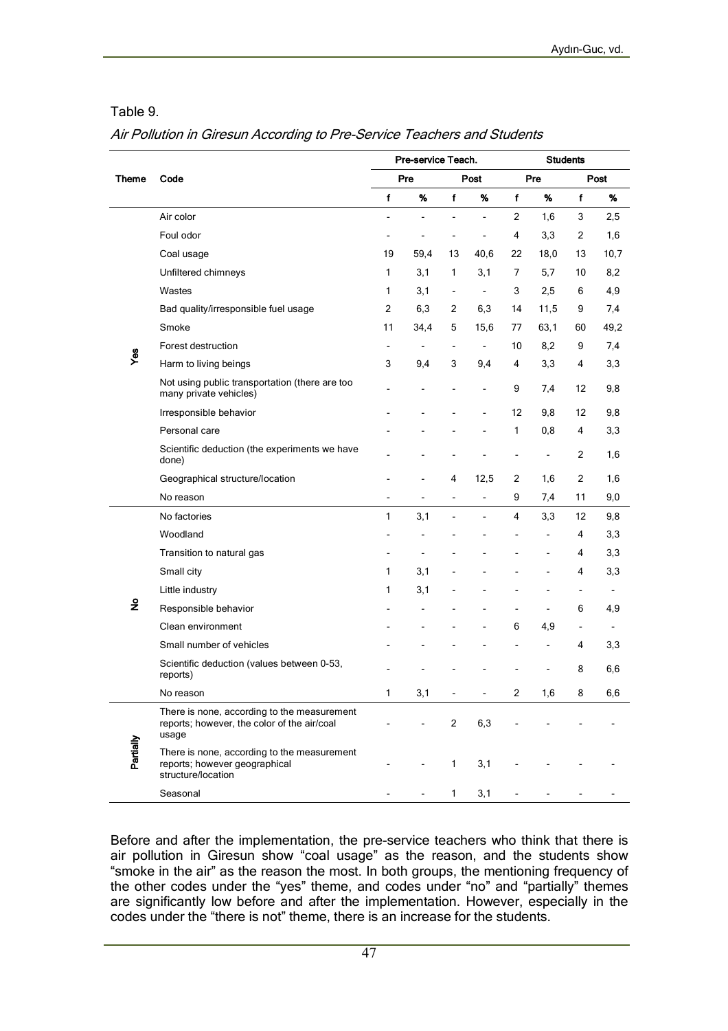Table 9.

*Air Pollution in Giresun According to Pre-Service Teachers and Students*

| Theme | Code | Pre-service Teach. | | | | Students | | | |
|---|---|---|---|---|---|---|---|---|---|
| | | Pre | | Post | | Pre | | Post | |
| | | f | % | f | % | f | % | f | % |
| Yes | Air color | - | - | - | - | 2 | 1,6 | 3 | 2,5 |
| | Foul odor | - | - | - | - | 4 | 3,3 | 2 | 1,6 |
| | Coal usage | 19 | 59,4 | 13 | 40,6 | 22 | 18,0 | 13 | 10,7 |
| | Unfiltered chimneys | 1 | 3,1 | 1 | 3,1 | 7 | 5,7 | 10 | 8,2 |
| | Wastes | 1 | 3,1 | - | - | 3 | 2,5 | 6 | 4,9 |
| | Bad quality/irresponsible fuel usage | 2 | 6,3 | 2 | 6,3 | 14 | 11,5 | 9 | 7,4 |
| | Smoke | 11 | 34,4 | 5 | 15,6 | 77 | 63,1 | 60 | 49,2 |
| | Forest destruction | - | - | - | - | 10 | 8,2 | 9 | 7,4 |
| | Harm to living beings | 3 | 9,4 | 3 | 9,4 | 4 | 3,3 | 4 | 3,3 |
| | Not using public transportation (there are too many private vehicles) | - | - | - | - | 9 | 7,4 | 12 | 9,8 |
| | Irresponsible behavior | - | - | - | - | 12 | 9,8 | 12 | 9,8 |
| | Personal care | - | - | - | - | 1 | 0,8 | 4 | 3,3 |
| | Scientific deduction (the experiments we have done) | - | - | - | - | - | - | 2 | 1,6 |
| | Geographical structure/location | - | - | 4 | 12,5 | 2 | 1,6 | 2 | 1,6 |
| | No reason | - | - | - | - | 9 | 7,4 | 11 | 9,0 |
| No | No factories | 1 | 3,1 | - | - | 4 | 3,3 | 12 | 9,8 |
| | Woodland | - | - | - | - | - | - | 4 | 3,3 |
| | Transition to natural gas | - | - | - | - | - | - | 4 | 3,3 |
| | Small city | 1 | 3,1 | - | - | - | - | 4 | 3,3 |
| | Little industry | 1 | 3,1 | - | - | - | - | - | - |
| | Responsible behavior | - | - | - | - | - | - | 6 | 4,9 |
| | Clean environment | - | - | - | - | 6 | 4,9 | - | - |
| | Small number of vehicles | - | - | - | - | - | - | 4 | 3,3 |
| | Scientific deduction (values between 0-53, reports) | - | - | - | - | - | - | 8 | 6,6 |
| | No reason | 1 | 3,1 | - | - | 2 | 1,6 | 8 | 6,6 |
| Partially | There is none, according to the measurement reports; however, the color of the air/coal usage | - | - | 2 | 6,3 | - | - | - | - |
| | There is none, according to the measurement reports; however geographical structure/location | - | - | 1 | 3,1 | - | - | - | - |
| | Seasonal | - | - | 1 | 3,1 | - | - | - | - |

Before and after the implementation, the pre-service teachers who think that there is air pollution in Giresun show "coal usage" as the reason, and the students show "smoke in the air" as the reason the most. In both groups, the mentioning frequency of the other codes under the "yes" theme, and codes under "no" and "partially" themes are significantly low before and after the implementation. However, especially in the codes under the "there is not" theme, there is an increase for the students.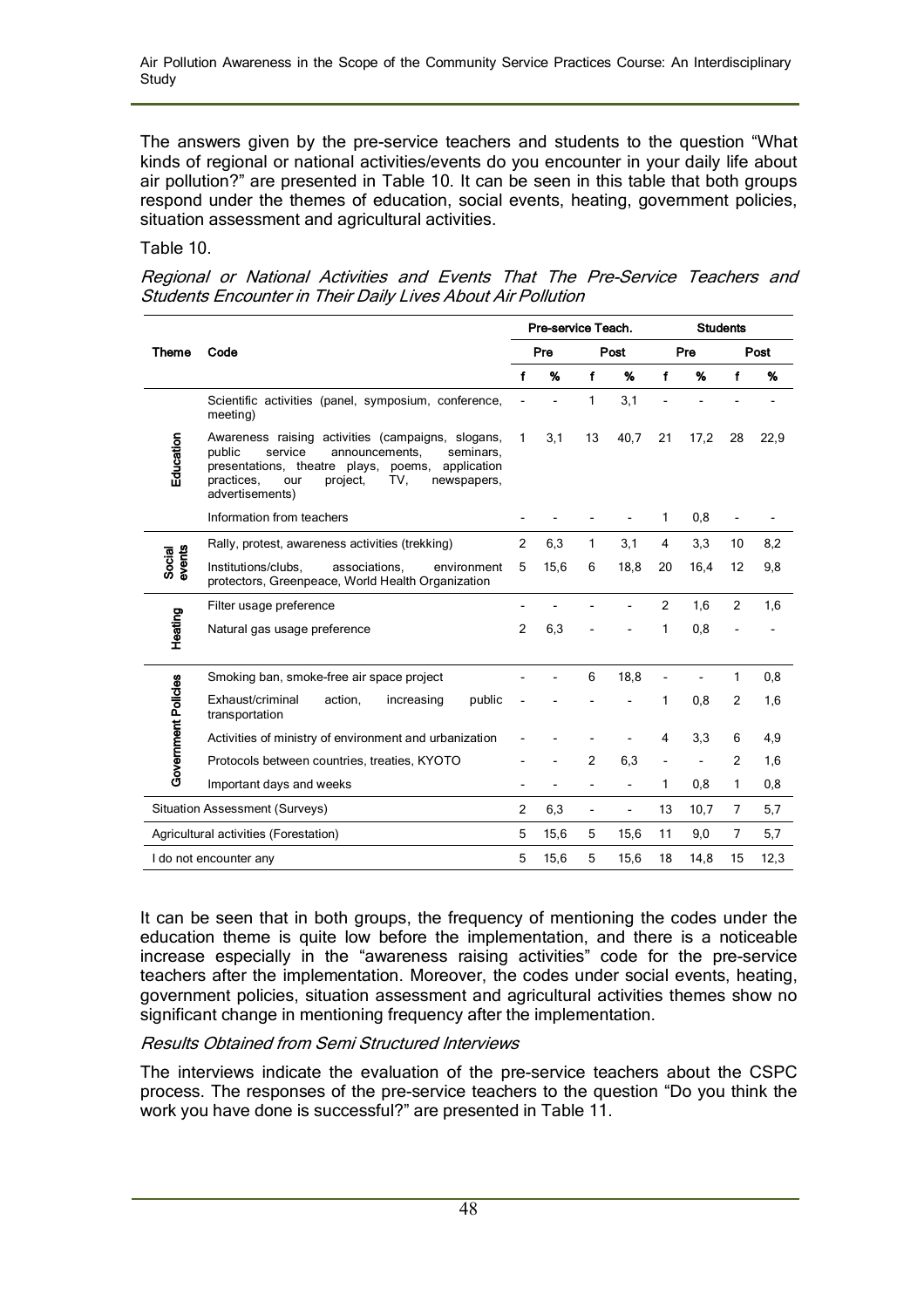The answers given by the pre-service teachers and students to the question "What kinds of regional or national activities/events do you encounter in your daily life about air pollution?" are presented in Table 10. It can be seen in this table that both groups respond under the themes of education, social events, heating, government policies, situation assessment and agricultural activities.

Table 10.

*Regional or National Activities and Events That The Pre-Service Teachers and Students Encounter in Their Daily Lives About Air Pollution*

| Theme | Code | Pre-service Teach. | | | | Students | | | |
|---|---|---|---|---|---|---|---|---|---|
| | | Pre | | Post | | Pre | | Post | |
| | | f | % | f | % | f | % | f | % |
| Education | Scientific activities (panel, symposium, conference, meeting) | - | - | 1 | 3,1 | - | - | - | - |
| | Awareness raising activities (campaigns, slogans, public service announcements, seminars, presentations, theatre plays, poems, application practices, our project, TV, newspapers, advertisements) | 1 | 3,1 | 13 | 40,7 | 21 | 17,2 | 28 | 22,9 |
| | Information from teachers | - | - | - | - | 1 | 0,8 | - | - |
| Social events | Rally, protest, awareness activities (trekking) | 2 | 6,3 | 1 | 3,1 | 4 | 3,3 | 10 | 8,2 |
| | Institutions/clubs, associations, environment protectors, Greenpeace, World Health Organization | 5 | 15,6 | 6 | 18,8 | 20 | 16,4 | 12 | 9,8 |
| Heating | Filter usage preference | - | - | - | - | 2 | 1,6 | 2 | 1,6 |
| | Natural gas usage preference | 2 | 6,3 | - | - | 1 | 0,8 | - | - |
| Government Policies | Smoking ban, smoke-free air space project | - | - | 6 | 18,8 | - | - | 1 | 0,8 |
| | Exhaust/criminal action, increasing public transportation | - | - | - | - | 1 | 0,8 | 2 | 1,6 |
| | Activities of ministry of environment and urbanization | - | - | - | - | 4 | 3,3 | 6 | 4,9 |
| | Protocols between countries, treaties, KYOTO | - | - | 2 | 6,3 | - | - | 2 | 1,6 |
| | Important days and weeks | - | - | - | - | 1 | 0,8 | 1 | 0,8 |
| Situation Assessment (Surveys) | | 2 | 6,3 | - | - | 13 | 10,7 | 7 | 5,7 |
| Agricultural activities (Forestation) | | 5 | 15,6 | 5 | 15,6 | 11 | 9,0 | 7 | 5,7 |
| I do not encounter any | | 5 | 15,6 | 5 | 15,6 | 18 | 14,8 | 15 | 12,3 |

It can be seen that in both groups, the frequency of mentioning the codes under the education theme is quite low before the implementation, and there is a noticeable increase especially in the "awareness raising activities" code for the pre-service teachers after the implementation. Moreover, the codes under social events, heating, government policies, situation assessment and agricultural activities themes show no significant change in mentioning frequency after the implementation.

*Results Obtained from Semi Structured Interviews*

The interviews indicate the evaluation of the pre-service teachers about the CSPC process. The responses of the pre-service teachers to the question "Do you think the work you have done is successful?" are presented in Table 11.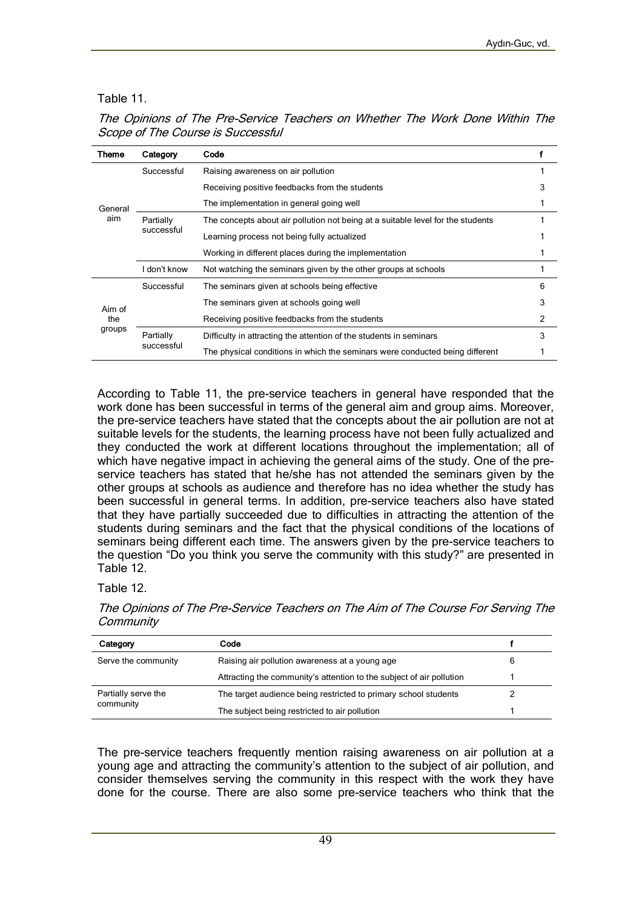Table 11.

*The Opinions of The Pre-Service Teachers on Whether The Work Done Within The Scope of The Course is Successful*

| Theme | Category | Code | f |
|---|---|---|---|
| General aim | Successful | Raising awareness on air pollution | 1 |
| | | Receiving positive feedbacks from the students | 3 |
| | | The implementation in general going well | 1 |
| | Partially successful | The concepts about air pollution not being at a suitable level for the students | 1 |
| | | Learning process not being fully actualized | 1 |
| | | Working in different places during the implementation | 1 |
| | I don't know | Not watching the seminars given by the other groups at schools | 1 |
| Aim of the groups | Successful | The seminars given at schools being effective | 6 |
| | | The seminars given at schools going well | 3 |
| | | Receiving positive feedbacks from the students | 2 |
| | Partially successful | Difficulty in attracting the attention of the students in seminars | 3 |
| | | The physical conditions in which the seminars were conducted being different | 1 |

According to Table 11, the pre-service teachers in general have responded that the work done has been successful in terms of the general aim and group aims. Moreover, the pre-service teachers have stated that the concepts about the air pollution are not at suitable levels for the students, the learning process have not been fully actualized and they conducted the work at different locations throughout the implementation; all of which have negative impact in achieving the general aims of the study. One of the pre-service teachers has stated that he/she has not attended the seminars given by the other groups at schools as audience and therefore has no idea whether the study has been successful in general terms. In addition, pre-service teachers also have stated that they have partially succeeded due to difficulties in attracting the attention of the students during seminars and the fact that the physical conditions of the locations of seminars being different each time. The answers given by the pre-service teachers to the question "Do you think you serve the community with this study?" are presented in Table 12.

Table 12.

*The Opinions of The Pre-Service Teachers on The Aim of The Course For Serving The Community*

| Category | Code | f |
|---|---|---|
| Serve the community | Raising air pollution awareness at a young age | 6 |
| | Attracting the community's attention to the subject of air pollution | 1 |
| Partially serve the community | The target audience being restricted to primary school students | 2 |
| | The subject being restricted to air pollution | 1 |

The pre-service teachers frequently mention raising awareness on air pollution at a young age and attracting the community's attention to the subject of air pollution, and consider themselves serving the community in this respect with the work they have done for the course. There are also some pre-service teachers who think that the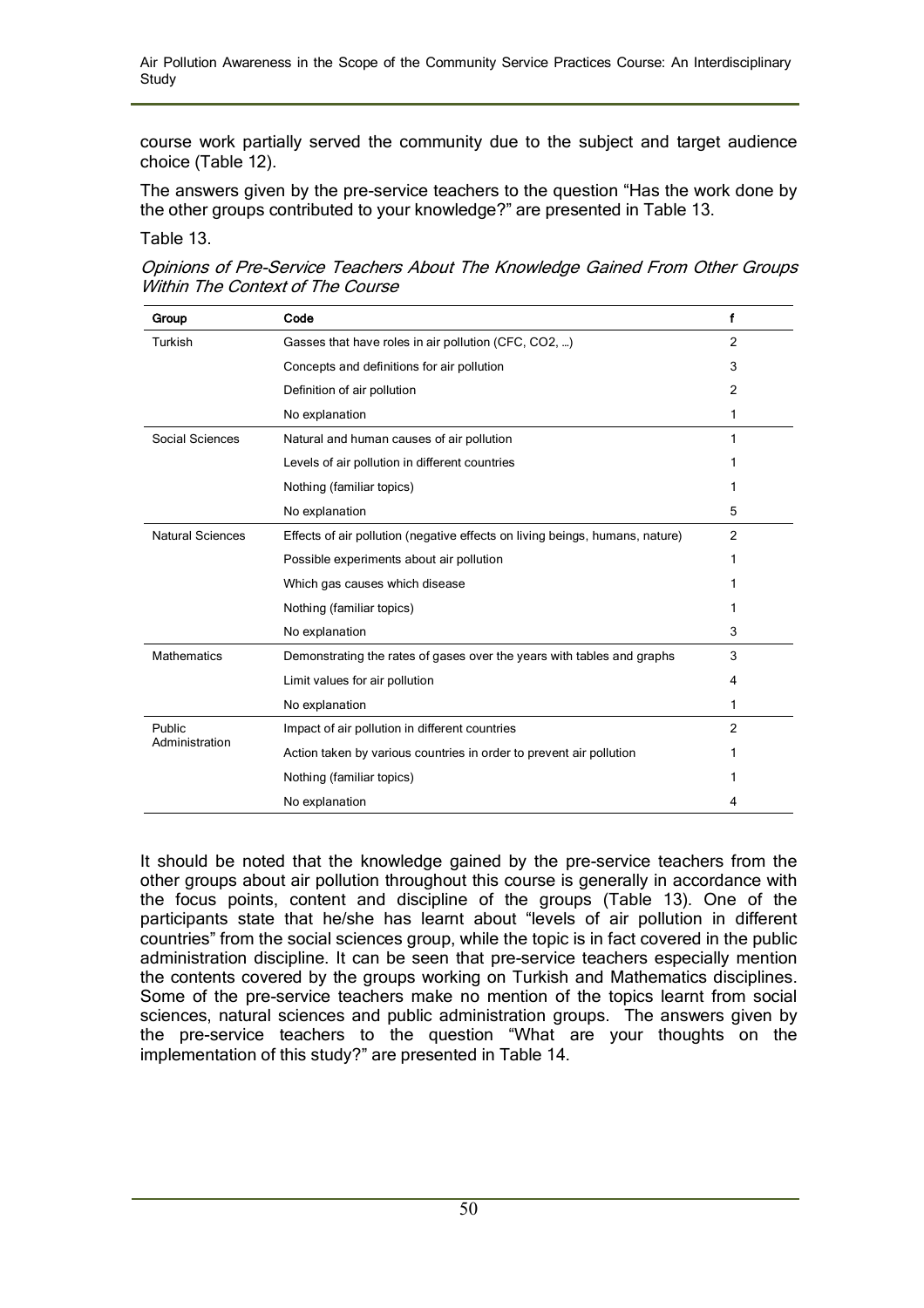course work partially served the community due to the subject and target audience choice (Table 12).

The answers given by the pre-service teachers to the question "Has the work done by the other groups contributed to your knowledge?" are presented in Table 13.

Table 13.

*Opinions of Pre-Service Teachers About The Knowledge Gained From Other Groups Within The Context of The Course*

| Group | Code | f |
|---|---|---|
| Turkish | Gasses that have roles in air pollution (CFC, $CO_2$, ...) | 2 |
| | Concepts and definitions for air pollution | 3 |
| | Definition of air pollution | 2 |
| | No explanation | 1 |
| Social Sciences | Natural and human causes of air pollution | 1 |
| | Levels of air pollution in different countries | 1 |
| | Nothing (familiar topics) | 1 |
| | No explanation | 5 |
| Natural Sciences | Effects of air pollution (negative effects on living beings, humans, nature) | 2 |
| | Possible experiments about air pollution | 1 |
| | Which gas causes which disease | 1 |
| | Nothing (familiar topics) | 1 |
| | No explanation | 3 |
| Mathematics | Demonstrating the rates of gases over the years with tables and graphs | 3 |
| | Limit values for air pollution | 4 |
| | No explanation | 1 |
| Public Administration | Impact of air pollution in different countries | 2 |
| | Action taken by various countries in order to prevent air pollution | 1 |
| | Nothing (familiar topics) | 1 |
| | No explanation | 4 |

It should be noted that the knowledge gained by the pre-service teachers from the other groups about air pollution throughout this course is generally in accordance with the focus points, content and discipline of the groups (Table 13). One of the participants state that he/she has learnt about "levels of air pollution in different countries" from the social sciences group, while the topic is in fact covered in the public administration discipline. It can be seen that pre-service teachers especially mention the contents covered by the groups working on Turkish and Mathematics disciplines. Some of the pre-service teachers make no mention of the topics learnt from social sciences, natural sciences and public administration groups. The answers given by the pre-service teachers to the question "What are your thoughts on the implementation of this study?" are presented in Table 14.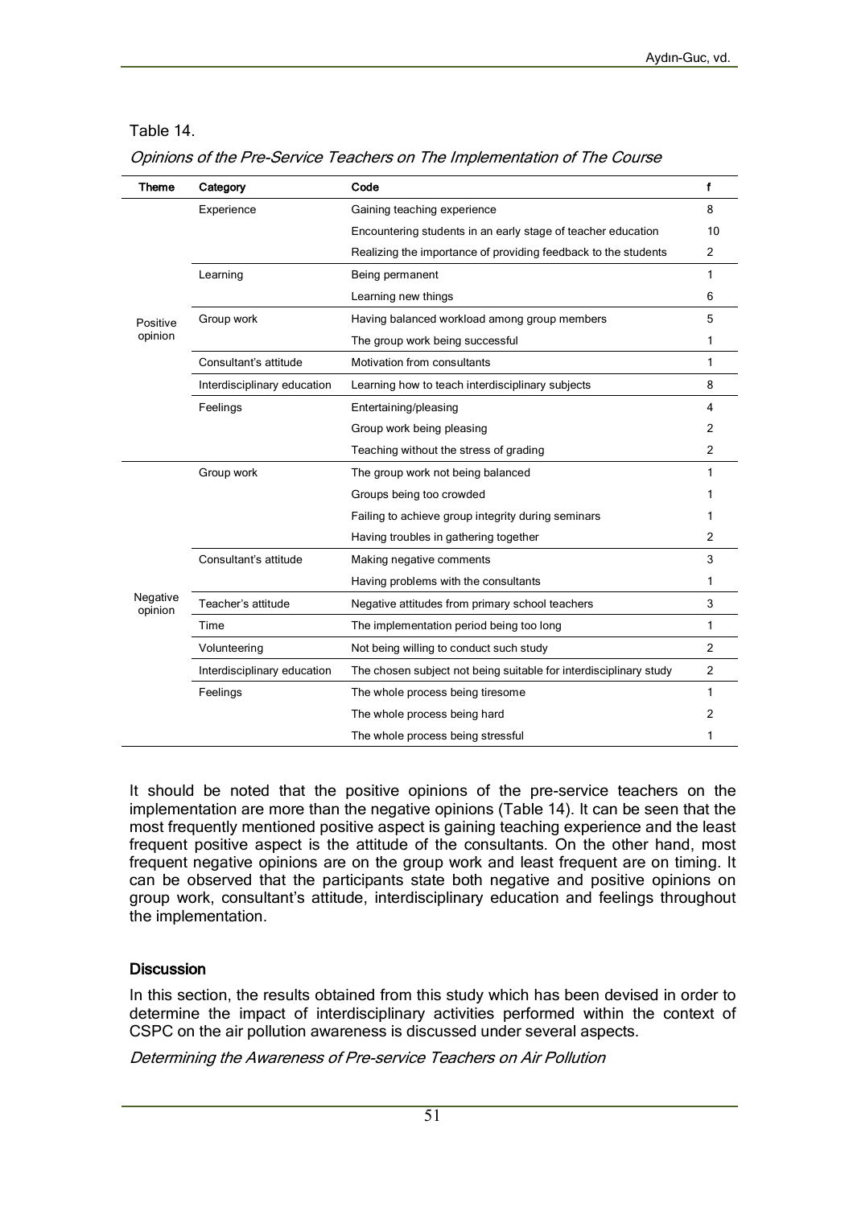Table 14.

*Opinions of the Pre-Service Teachers on The Implementation of The Course*

| Theme | Category | Code | f |
|---|---|---|---|
| Positive opinion | Experience | Gaining teaching experience | 8 |
| | | Encountering students in an early stage of teacher education | 10 |
| | | Realizing the importance of providing feedback to the students | 2 |
| | Learning | Being permanent | 1 |
| | | Learning new things | 6 |
| | Group work | Having balanced workload among group members | 5 |
| | | The group work being successful | 1 |
| | Consultant's attitude | Motivation from consultants | 1 |
| | Interdisciplinary education | Learning how to teach interdisciplinary subjects | 8 |
| | Feelings | Entertaining/pleasing | 4 |
| | | Group work being pleasing | 2 |
| | | Teaching without the stress of grading | 2 |
| Negative opinion | Group work | The group work not being balanced | 1 |
| | | Groups being too crowded | 1 |
| | | Failing to achieve group integrity during seminars | 1 |
| | | Having troubles in gathering together | 2 |
| | Consultant's attitude | Making negative comments | 3 |
| | | Having problems with the consultants | 1 |
| | Teacher's attitude | Negative attitudes from primary school teachers | 3 |
| | Time | The implementation period being too long | 1 |
| | Volunteering | Not being willing to conduct such study | 2 |
| | Interdisciplinary education | The chosen subject not being suitable for interdisciplinary study | 2 |
| | Feelings | The whole process being tiresome | 1 |
| | | The whole process being hard | 2 |
| | | The whole process being stressful | 1 |

It should be noted that the positive opinions of the pre-service teachers on the implementation are more than the negative opinions (Table 14). It can be seen that the most frequently mentioned positive aspect is gaining teaching experience and the least frequent positive aspect is the attitude of the consultants. On the other hand, most frequent negative opinions are on the group work and least frequent are on timing. It can be observed that the participants state both negative and positive opinions on group work, consultant's attitude, interdisciplinary education and feelings throughout the implementation.

## Discussion

In this section, the results obtained from this study which has been devised in order to determine the impact of interdisciplinary activities performed within the context of CSPC on the air pollution awareness is discussed under several aspects.

*Determining the Awareness of Pre-service Teachers on Air Pollution*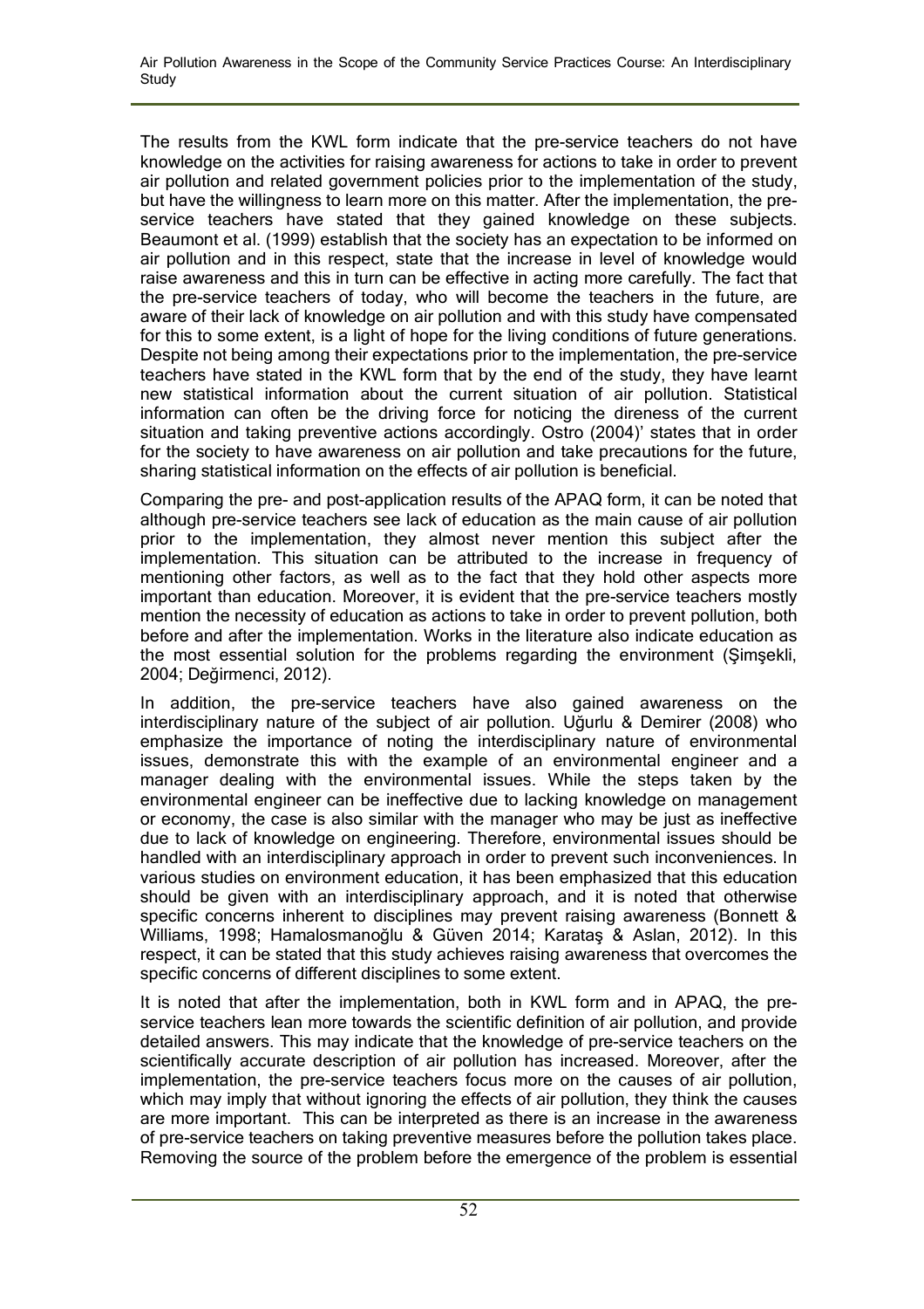The results from the KWL form indicate that the pre-service teachers do not have knowledge on the activities for raising awareness for actions to take in order to prevent air pollution and related government policies prior to the implementation of the study, but have the willingness to learn more on this matter. After the implementation, the pre-service teachers have stated that they gained knowledge on these subjects. Beaumont et al. (1999) establish that the society has an expectation to be informed on air pollution and in this respect, state that the increase in level of knowledge would raise awareness and this in turn can be effective in acting more carefully. The fact that the pre-service teachers of today, who will become the teachers in the future, are aware of their lack of knowledge on air pollution and with this study have compensated for this to some extent, is a light of hope for the living conditions of future generations. Despite not being among their expectations prior to the implementation, the pre-service teachers have stated in the KWL form that by the end of the study, they have learnt new statistical information about the current situation of air pollution. Statistical information can often be the driving force for noticing the direness of the current situation and taking preventive actions accordingly. Ostro (2004)' states that in order for the society to have awareness on air pollution and take precautions for the future, sharing statistical information on the effects of air pollution is beneficial.

Comparing the pre- and post-application results of the APAQ form, it can be noted that although pre-service teachers see lack of education as the main cause of air pollution prior to the implementation, they almost never mention this subject after the implementation. This situation can be attributed to the increase in frequency of mentioning other factors, as well as to the fact that they hold other aspects more important than education. Moreover, it is evident that the pre-service teachers mostly mention the necessity of education as actions to take in order to prevent pollution, both before and after the implementation. Works in the literature also indicate education as the most essential solution for the problems regarding the environment (Şimşekli, 2004; Değirmenci, 2012).

In addition, the pre-service teachers have also gained awareness on the interdisciplinary nature of the subject of air pollution. Uğurlu & Demirer (2008) who emphasize the importance of noting the interdisciplinary nature of environmental issues, demonstrate this with the example of an environmental engineer and a manager dealing with the environmental issues. While the steps taken by the environmental engineer can be ineffective due to lacking knowledge on management or economy, the case is also similar with the manager who may be just as ineffective due to lack of knowledge on engineering. Therefore, environmental issues should be handled with an interdisciplinary approach in order to prevent such inconveniences. In various studies on environment education, it has been emphasized that this education should be given with an interdisciplinary approach, and it is noted that otherwise specific concerns inherent to disciplines may prevent raising awareness (Bonnett & Williams, 1998; Hamalosmanoğlu & Güven 2014; Karataş & Aslan, 2012). In this respect, it can be stated that this study achieves raising awareness that overcomes the specific concerns of different disciplines to some extent.

It is noted that after the implementation, both in KWL form and in APAQ, the pre-service teachers lean more towards the scientific definition of air pollution, and provide detailed answers. This may indicate that the knowledge of pre-service teachers on the scientifically accurate description of air pollution has increased. Moreover, after the implementation, the pre-service teachers focus more on the causes of air pollution, which may imply that without ignoring the effects of air pollution, they think the causes are more important. This can be interpreted as there is an increase in the awareness of pre-service teachers on taking preventive measures before the pollution takes place. Removing the source of the problem before the emergence of the problem is essential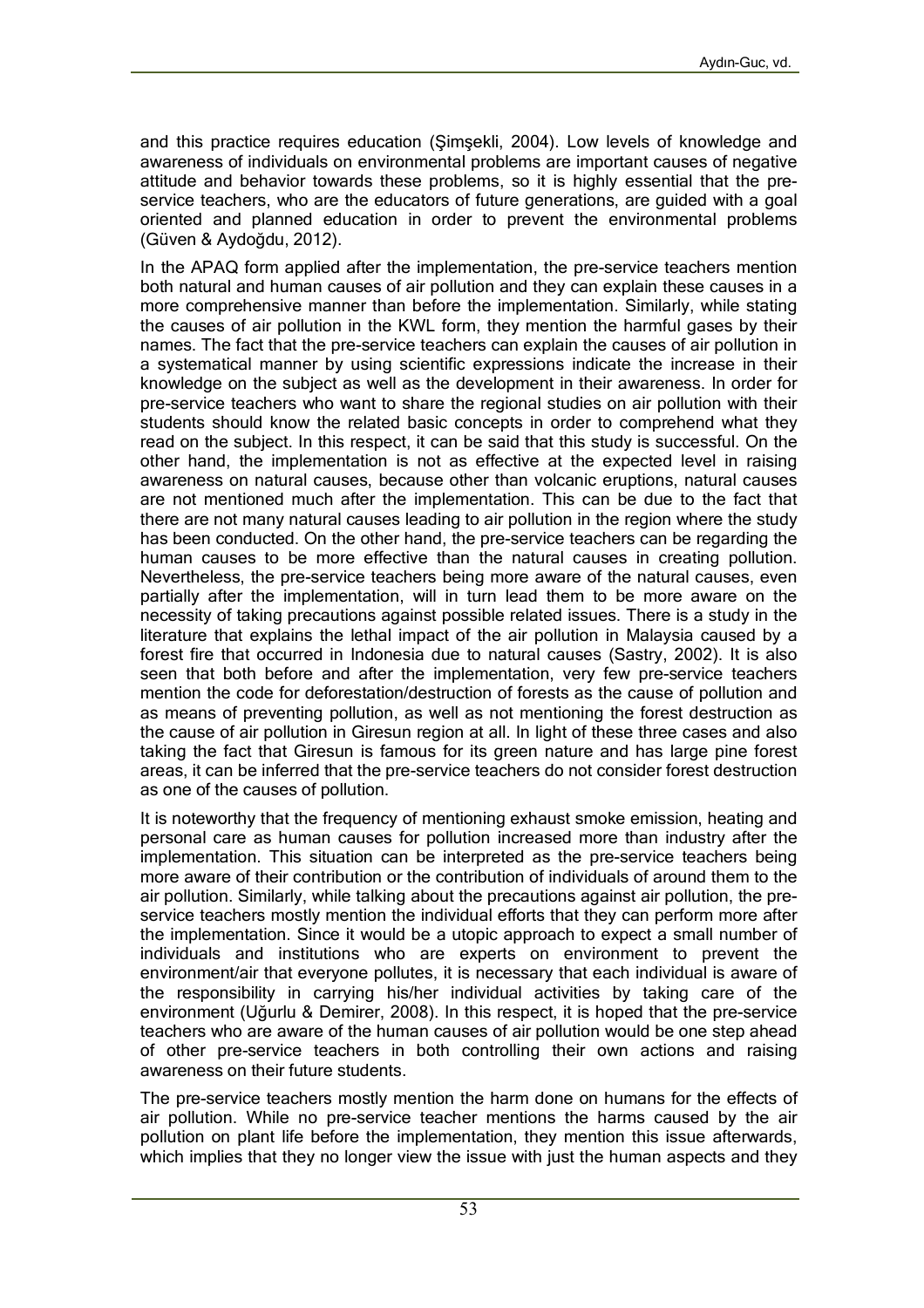and this practice requires education (Şimşekli, 2004). Low levels of knowledge and awareness of individuals on environmental problems are important causes of negative attitude and behavior towards these problems, so it is highly essential that the pre-service teachers, who are the educators of future generations, are guided with a goal oriented and planned education in order to prevent the environmental problems (Güven & Aydoğdu, 2012).

In the APAQ form applied after the implementation, the pre-service teachers mention both natural and human causes of air pollution and they can explain these causes in a more comprehensive manner than before the implementation. Similarly, while stating the causes of air pollution in the KWL form, they mention the harmful gases by their names. The fact that the pre-service teachers can explain the causes of air pollution in a systematical manner by using scientific expressions indicate the increase in their knowledge on the subject as well as the development in their awareness. In order for pre-service teachers who want to share the regional studies on air pollution with their students should know the related basic concepts in order to comprehend what they read on the subject. In this respect, it can be said that this study is successful. On the other hand, the implementation is not as effective at the expected level in raising awareness on natural causes, because other than volcanic eruptions, natural causes are not mentioned much after the implementation. This can be due to the fact that there are not many natural causes leading to air pollution in the region where the study has been conducted. On the other hand, the pre-service teachers can be regarding the human causes to be more effective than the natural causes in creating pollution. Nevertheless, the pre-service teachers being more aware of the natural causes, even partially after the implementation, will in turn lead them to be more aware on the necessity of taking precautions against possible related issues. There is a study in the literature that explains the lethal impact of the air pollution in Malaysia caused by a forest fire that occurred in Indonesia due to natural causes (Sastry, 2002). It is also seen that both before and after the implementation, very few pre-service teachers mention the code for deforestation/destruction of forests as the cause of pollution and as means of preventing pollution, as well as not mentioning the forest destruction as the cause of air pollution in Giresun region at all. In light of these three cases and also taking the fact that Giresun is famous for its green nature and has large pine forest areas, it can be inferred that the pre-service teachers do not consider forest destruction as one of the causes of pollution.

It is noteworthy that the frequency of mentioning exhaust smoke emission, heating and personal care as human causes for pollution increased more than industry after the implementation. This situation can be interpreted as the pre-service teachers being more aware of their contribution or the contribution of individuals of around them to the air pollution. Similarly, while talking about the precautions against air pollution, the pre-service teachers mostly mention the individual efforts that they can perform more after the implementation. Since it would be a utopic approach to expect a small number of individuals and institutions who are experts on environment to prevent the environment/air that everyone pollutes, it is necessary that each individual is aware of the responsibility in carrying his/her individual activities by taking care of the environment (Uğurlu & Demirer, 2008). In this respect, it is hoped that the pre-service teachers who are aware of the human causes of air pollution would be one step ahead of other pre-service teachers in both controlling their own actions and raising awareness on their future students.

The pre-service teachers mostly mention the harm done on humans for the effects of air pollution. While no pre-service teacher mentions the harms caused by the air pollution on plant life before the implementation, they mention this issue afterwards, which implies that they no longer view the issue with just the human aspects and they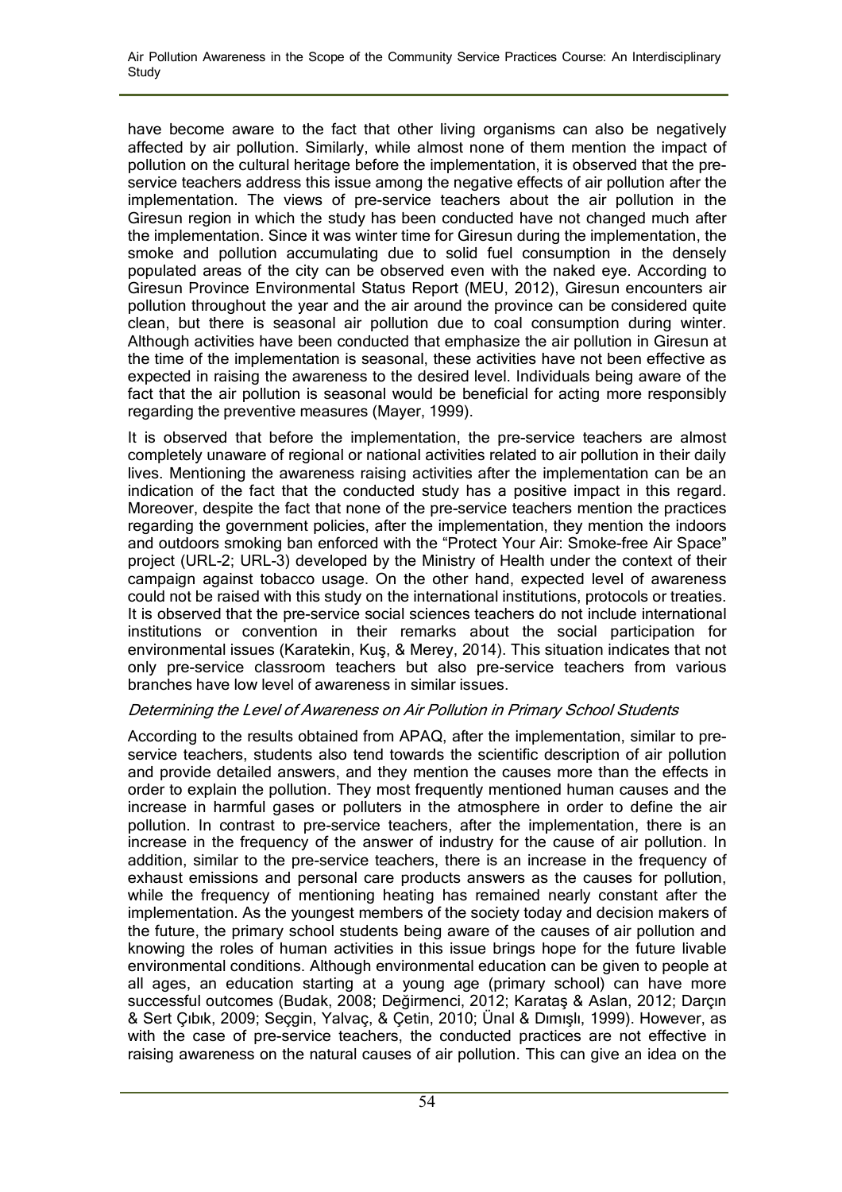have become aware to the fact that other living organisms can also be negatively affected by air pollution. Similarly, while almost none of them mention the impact of pollution on the cultural heritage before the implementation, it is observed that the pre-service teachers address this issue among the negative effects of air pollution after the implementation. The views of pre-service teachers about the air pollution in the Giresun region in which the study has been conducted have not changed much after the implementation. Since it was winter time for Giresun during the implementation, the smoke and pollution accumulating due to solid fuel consumption in the densely populated areas of the city can be observed even with the naked eye. According to Giresun Province Environmental Status Report (MEU, 2012), Giresun encounters air pollution throughout the year and the air around the province can be considered quite clean, but there is seasonal air pollution due to coal consumption during winter. Although activities have been conducted that emphasize the air pollution in Giresun at the time of the implementation is seasonal, these activities have not been effective as expected in raising the awareness to the desired level. Individuals being aware of the fact that the air pollution is seasonal would be beneficial for acting more responsibly regarding the preventive measures (Mayer, 1999).

It is observed that before the implementation, the pre-service teachers are almost completely unaware of regional or national activities related to air pollution in their daily lives. Mentioning the awareness raising activities after the implementation can be an indication of the fact that the conducted study has a positive impact in this regard. Moreover, despite the fact that none of the pre-service teachers mention the practices regarding the government policies, after the implementation, they mention the indoors and outdoors smoking ban enforced with the "Protect Your Air: Smoke-free Air Space" project (URL-2; URL-3) developed by the Ministry of Health under the context of their campaign against tobacco usage. On the other hand, expected level of awareness could not be raised with this study on the international institutions, protocols or treaties. It is observed that the pre-service social sciences teachers do not include international institutions or convention in their remarks about the social participation for environmental issues (Karatekin, Kuş, & Merey, 2014). This situation indicates that not only pre-service classroom teachers but also pre-service teachers from various branches have low level of awareness in similar issues.

*Determining the Level of Awareness on Air Pollution in Primary School Students*

According to the results obtained from APAQ, after the implementation, similar to pre-service teachers, students also tend towards the scientific description of air pollution and provide detailed answers, and they mention the causes more than the effects in order to explain the pollution. They most frequently mentioned human causes and the increase in harmful gases or polluters in the atmosphere in order to define the air pollution. In contrast to pre-service teachers, after the implementation, there is an increase in the frequency of the answer of industry for the cause of air pollution. In addition, similar to the pre-service teachers, there is an increase in the frequency of exhaust emissions and personal care products answers as the causes for pollution, while the frequency of mentioning heating has remained nearly constant after the implementation. As the youngest members of the society today and decision makers of the future, the primary school students being aware of the causes of air pollution and knowing the roles of human activities in this issue brings hope for the future livable environmental conditions. Although environmental education can be given to people at all ages, an education starting at a young age (primary school) can have more successful outcomes (Budak, 2008; Değirmenci, 2012; Karataş & Aslan, 2012; Darçın & Sert Çıbık, 2009; Seçgin, Yalvaç, & Çetin, 2010; Ünal & Dımışlı, 1999). However, as with the case of pre-service teachers, the conducted practices are not effective in raising awareness on the natural causes of air pollution. This can give an idea on the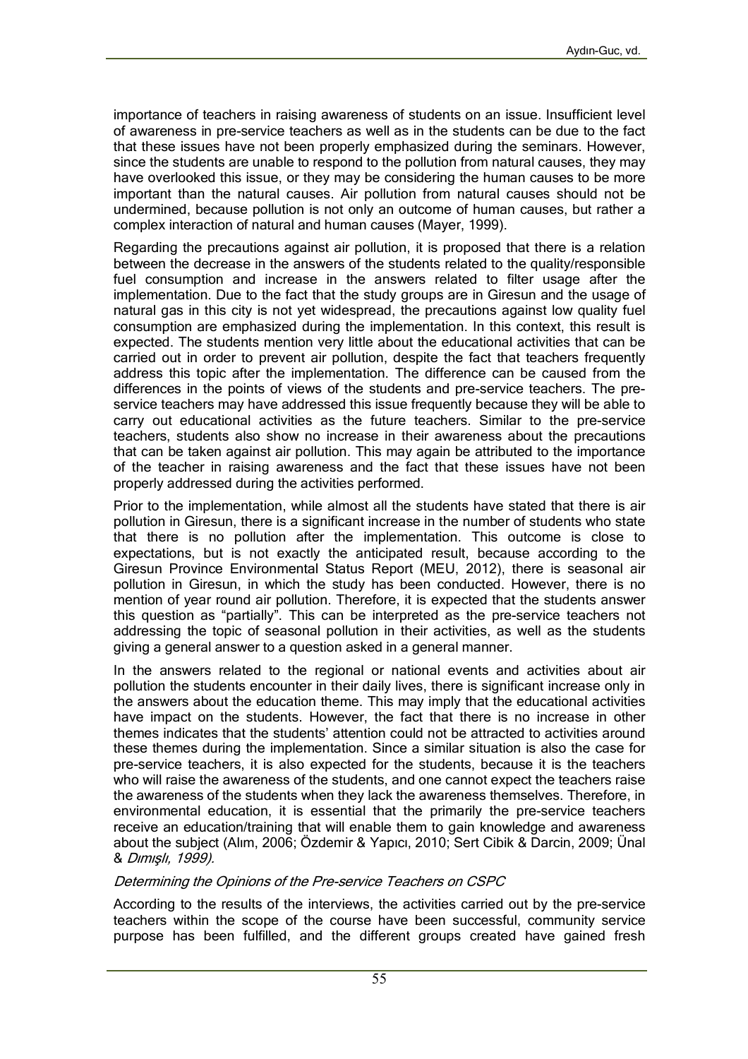importance of teachers in raising awareness of students on an issue. Insufficient level of awareness in pre-service teachers as well as in the students can be due to the fact that these issues have not been properly emphasized during the seminars. However, since the students are unable to respond to the pollution from natural causes, they may have overlooked this issue, or they may be considering the human causes to be more important than the natural causes. Air pollution from natural causes should not be undermined, because pollution is not only an outcome of human causes, but rather a complex interaction of natural and human causes (Mayer, 1999).

Regarding the precautions against air pollution, it is proposed that there is a relation between the decrease in the answers of the students related to the quality/responsible fuel consumption and increase in the answers related to filter usage after the implementation. Due to the fact that the study groups are in Giresun and the usage of natural gas in this city is not yet widespread, the precautions against low quality fuel consumption are emphasized during the implementation. In this context, this result is expected. The students mention very little about the educational activities that can be carried out in order to prevent air pollution, despite the fact that teachers frequently address this topic after the implementation. The difference can be caused from the differences in the points of views of the students and pre-service teachers. The pre-service teachers may have addressed this issue frequently because they will be able to carry out educational activities as the future teachers. Similar to the pre-service teachers, students also show no increase in their awareness about the precautions that can be taken against air pollution. This may again be attributed to the importance of the teacher in raising awareness and the fact that these issues have not been properly addressed during the activities performed.

Prior to the implementation, while almost all the students have stated that there is air pollution in Giresun, there is a significant increase in the number of students who state that there is no pollution after the implementation. This outcome is close to expectations, but is not exactly the anticipated result, because according to the Giresun Province Environmental Status Report (MEU, 2012), there is seasonal air pollution in Giresun, in which the study has been conducted. However, there is no mention of year round air pollution. Therefore, it is expected that the students answer this question as "partially". This can be interpreted as the pre-service teachers not addressing the topic of seasonal pollution in their activities, as well as the students giving a general answer to a question asked in a general manner.

In the answers related to the regional or national events and activities about air pollution the students encounter in their daily lives, there is significant increase only in the answers about the education theme. This may imply that the educational activities have impact on the students. However, the fact that there is no increase in other themes indicates that the students' attention could not be attracted to activities around these themes during the implementation. Since a similar situation is also the case for pre-service teachers, it is also expected for the students, because it is the teachers who will raise the awareness of the students, and one cannot expect the teachers raise the awareness of the students when they lack the awareness themselves. Therefore, in environmental education, it is essential that the primarily the pre-service teachers receive an education/training that will enable them to gain knowledge and awareness about the subject (Alım, 2006; Özdemir & Yapıcı, 2010; Sert Cibik & Darcin, 2009; Ünal & *Dımışlı, 1999).*

*Determining the Opinions of the Pre-service Teachers on CSPC*

According to the results of the interviews, the activities carried out by the pre-service teachers within the scope of the course have been successful, community service purpose has been fulfilled, and the different groups created have gained fresh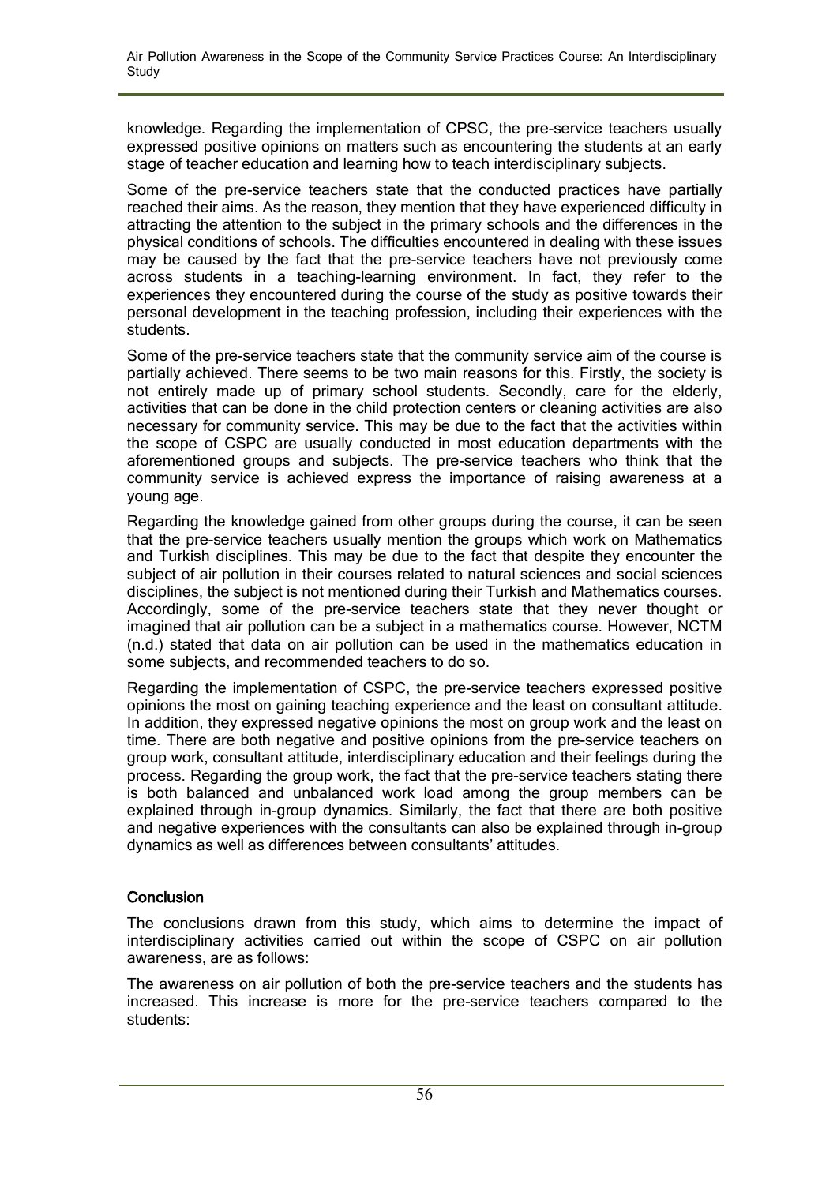knowledge. Regarding the implementation of CPSC, the pre-service teachers usually expressed positive opinions on matters such as encountering the students at an early stage of teacher education and learning how to teach interdisciplinary subjects.

Some of the pre-service teachers state that the conducted practices have partially reached their aims. As the reason, they mention that they have experienced difficulty in attracting the attention to the subject in the primary schools and the differences in the physical conditions of schools. The difficulties encountered in dealing with these issues may be caused by the fact that the pre-service teachers have not previously come across students in a teaching-learning environment. In fact, they refer to the experiences they encountered during the course of the study as positive towards their personal development in the teaching profession, including their experiences with the students.

Some of the pre-service teachers state that the community service aim of the course is partially achieved. There seems to be two main reasons for this. Firstly, the society is not entirely made up of primary school students. Secondly, care for the elderly, activities that can be done in the child protection centers or cleaning activities are also necessary for community service. This may be due to the fact that the activities within the scope of CSPC are usually conducted in most education departments with the aforementioned groups and subjects. The pre-service teachers who think that the community service is achieved express the importance of raising awareness at a young age.

Regarding the knowledge gained from other groups during the course, it can be seen that the pre-service teachers usually mention the groups which work on Mathematics and Turkish disciplines. This may be due to the fact that despite they encounter the subject of air pollution in their courses related to natural sciences and social sciences disciplines, the subject is not mentioned during their Turkish and Mathematics courses. Accordingly, some of the pre-service teachers state that they never thought or imagined that air pollution can be a subject in a mathematics course. However, NCTM (n.d.) stated that data on air pollution can be used in the mathematics education in some subjects, and recommended teachers to do so.

Regarding the implementation of CSPC, the pre-service teachers expressed positive opinions the most on gaining teaching experience and the least on consultant attitude. In addition, they expressed negative opinions the most on group work and the least on time. There are both negative and positive opinions from the pre-service teachers on group work, consultant attitude, interdisciplinary education and their feelings during the process. Regarding the group work, the fact that the pre-service teachers stating there is both balanced and unbalanced work load among the group members can be explained through in-group dynamics. Similarly, the fact that there are both positive and negative experiences with the consultants can also be explained through in-group dynamics as well as differences between consultants' attitudes.

## Conclusion

The conclusions drawn from this study, which aims to determine the impact of interdisciplinary activities carried out within the scope of CSPC on air pollution awareness, are as follows:

The awareness on air pollution of both the pre-service teachers and the students has increased. This increase is more for the pre-service teachers compared to the students: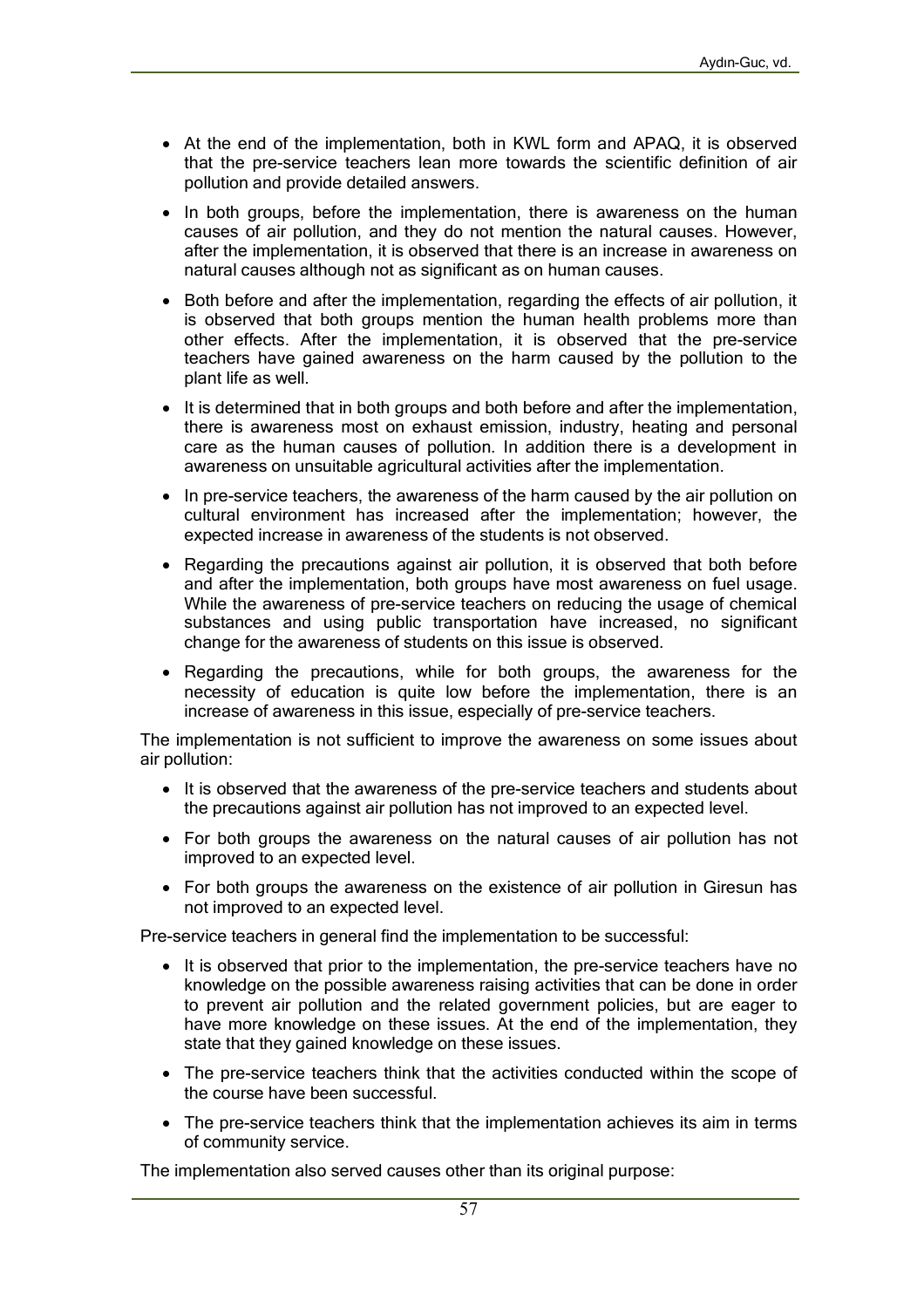- At the end of the implementation, both in KWL form and APAQ, it is observed that the pre-service teachers lean more towards the scientific definition of air pollution and provide detailed answers.
- In both groups, before the implementation, there is awareness on the human causes of air pollution, and they do not mention the natural causes. However, after the implementation, it is observed that there is an increase in awareness on natural causes although not as significant as on human causes.
- Both before and after the implementation, regarding the effects of air pollution, it is observed that both groups mention the human health problems more than other effects. After the implementation, it is observed that the pre-service teachers have gained awareness on the harm caused by the pollution to the plant life as well.
- It is determined that in both groups and both before and after the implementation, there is awareness most on exhaust emission, industry, heating and personal care as the human causes of pollution. In addition there is a development in awareness on unsuitable agricultural activities after the implementation.
- In pre-service teachers, the awareness of the harm caused by the air pollution on cultural environment has increased after the implementation; however, the expected increase in awareness of the students is not observed.
- Regarding the precautions against air pollution, it is observed that both before and after the implementation, both groups have most awareness on fuel usage. While the awareness of pre-service teachers on reducing the usage of chemical substances and using public transportation have increased, no significant change for the awareness of students on this issue is observed.
- Regarding the precautions, while for both groups, the awareness for the necessity of education is quite low before the implementation, there is an increase of awareness in this issue, especially of pre-service teachers.

The implementation is not sufficient to improve the awareness on some issues about air pollution:

- It is observed that the awareness of the pre-service teachers and students about the precautions against air pollution has not improved to an expected level.
- For both groups the awareness on the natural causes of air pollution has not improved to an expected level.
- For both groups the awareness on the existence of air pollution in Giresun has not improved to an expected level.

Pre-service teachers in general find the implementation to be successful:

- It is observed that prior to the implementation, the pre-service teachers have no knowledge on the possible awareness raising activities that can be done in order to prevent air pollution and the related government policies, but are eager to have more knowledge on these issues. At the end of the implementation, they state that they gained knowledge on these issues.
- The pre-service teachers think that the activities conducted within the scope of the course have been successful.
- The pre-service teachers think that the implementation achieves its aim in terms of community service.

The implementation also served causes other than its original purpose: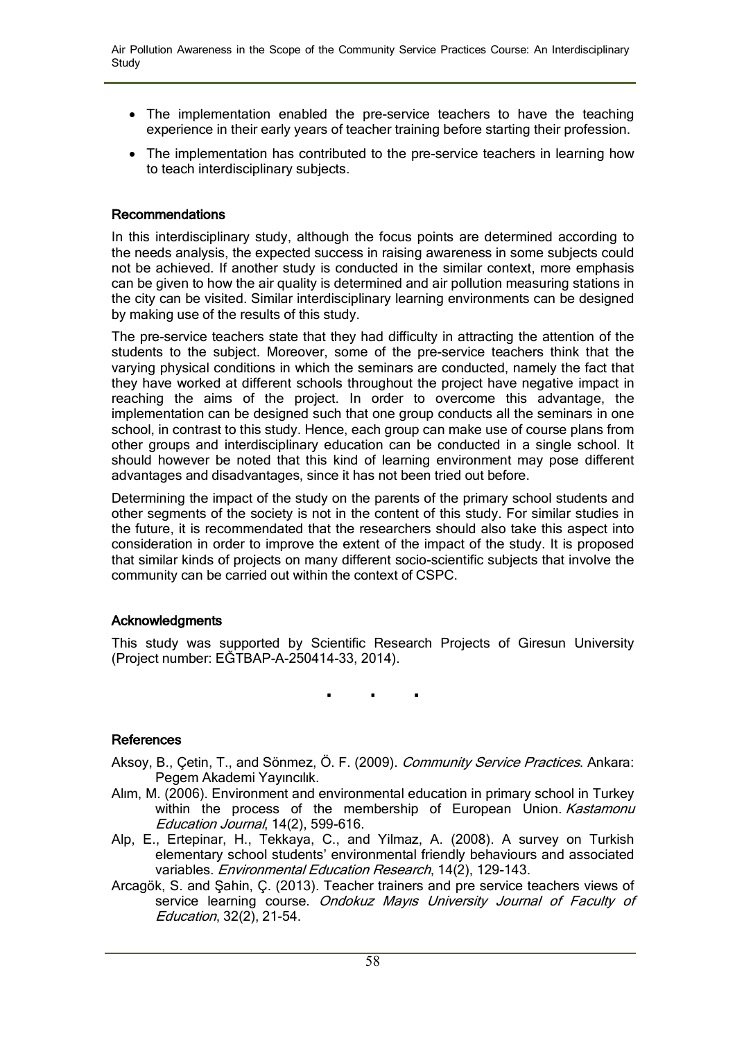- The implementation enabled the pre-service teachers to have the teaching experience in their early years of teacher training before starting their profession.
- The implementation has contributed to the pre-service teachers in learning how to teach interdisciplinary subjects.

## Recommendations

In this interdisciplinary study, although the focus points are determined according to the needs analysis, the expected success in raising awareness in some subjects could not be achieved. If another study is conducted in the similar context, more emphasis can be given to how the air quality is determined and air pollution measuring stations in the city can be visited. Similar interdisciplinary learning environments can be designed by making use of the results of this study.

The pre-service teachers state that they had difficulty in attracting the attention of the students to the subject. Moreover, some of the pre-service teachers think that the varying physical conditions in which the seminars are conducted, namely the fact that they have worked at different schools throughout the project have negative impact in reaching the aims of the project. In order to overcome this advantage, the implementation can be designed such that one group conducts all the seminars in one school, in contrast to this study. Hence, each group can make use of course plans from other groups and interdisciplinary education can be conducted in a single school. It should however be noted that this kind of learning environment may pose different advantages and disadvantages, since it has not been tried out before.

Determining the impact of the study on the parents of the primary school students and other segments of the society is not in the content of this study. For similar studies in the future, it is recommendated that the researchers should also take this aspect into consideration in order to improve the extent of the impact of the study. It is proposed that similar kinds of projects on many different socio-scientific subjects that involve the community can be carried out within the context of CSPC.

## Acknowledgments

This study was supported by Scientific Research Projects of Giresun University (Project number: EĞTBAP-A-250414-33, 2014).

▪ ▪ ▪

## References

Aksoy, B., Çetin, T., and Sönmez, Ö. F. (2009). *Community Service Practices*. Ankara: Pegem Akademi Yayıncılık.

Alım, M. (2006). Environment and environmental education in primary school in Turkey within the process of the membership of European Union. *Kastamonu Education Journal*, 14(2), 599-616.

Alp, E., Ertepinar, H., Tekkaya, C., and Yilmaz, A. (2008). A survey on Turkish elementary school students' environmental friendly behaviours and associated variables. *Environmental Education Research*, 14(2), 129-143.

Arcagök, S. and Şahin, Ç. (2013). Teacher trainers and pre service teachers views of service learning course. *Ondokuz Mayıs University Journal of Faculty of Education*, 32(2), 21-54.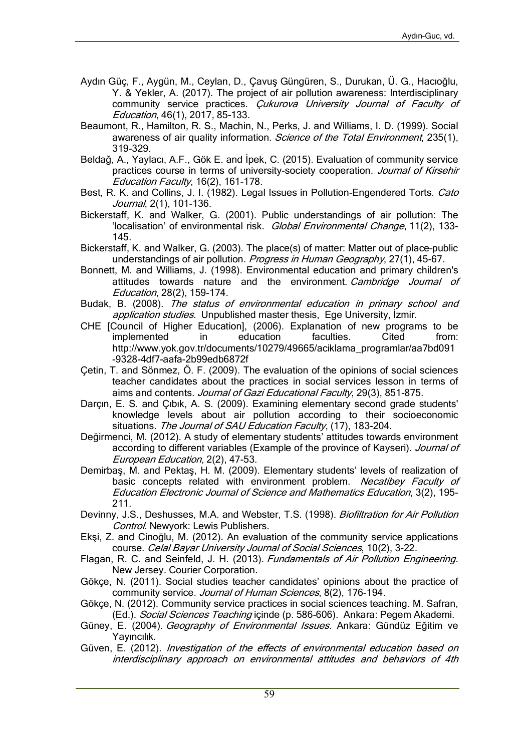Aydın Güç, F., Aygün, M., Ceylan, D., Çavuş Güngüren, S., Durukan, Ü. G., Hacıoğlu, Y. & Yekler, A. (2017). The project of air pollution awareness: Interdisciplinary community service practices. *Çukurova University Journal of Faculty of Education*, 46(1), 2017, 85-133.

Beaumont, R., Hamilton, R. S., Machin, N., Perks, J. and Williams, I. D. (1999). Social awareness of air quality information. *Science of the Total Environment*, 235(1), 319-329.

Beldağ, A., Yaylacı, A.F., Gök E. and İpek, C. (2015). Evaluation of community service practices course in terms of university-society cooperation. *Journal of Kirsehir Education Faculty*, 16(2), 161-178.

Best, R. K. and Collins, J. I. (1982). Legal Issues in Pollution-Engendered Torts. *Cato Journal*, 2(1), 101-136.

Bickerstaff, K. and Walker, G. (2001). Public understandings of air pollution: The 'localisation' of environmental risk. *Global Environmental Change*, 11(2), 133-145.

Bickerstaff, K. and Walker, G. (2003). The place(s) of matter: Matter out of place-public understandings of air pollution. *Progress in Human Geography*, 27(1), 45-67.

Bonnett, M. and Williams, J. (1998). Environmental education and primary children's attitudes towards nature and the environment. *Cambridge Journal of Education*, 28(2), 159-174.

Budak, B. (2008). *The status of environmental education in primary school and application studies.* Unpublished master thesis, Ege University, İzmir.

CHE [Council of Higher Education], (2006). Explanation of new programs to be implemented in education faculties. Cited from: http://www.yok.gov.tr/documents/10279/49665/aciklama_programlar/aa7bd091-9328-4df7-aafa-2b99edb6872f

Çetin, T. and Sönmez, Ö. F. (2009). The evaluation of the opinions of social sciences teacher candidates about the practices in social services lesson in terms of aims and contents. *Journal of Gazi Educational Faculty*, 29(3), 851-875.

Darçın, E. S. and Çıbık, A. S. (2009). Examining elementary second grade students' knowledge levels about air pollution according to their socioeconomic situations. *The Journal of SAU Education Faculty*, (17), 183-204.

Değirmenci, M. (2012). A study of elementary students' attitudes towards environment according to different variables (Example of the province of Kayseri). *Journal of European Education*, 2(2), 47-53.

Demirbaş, M. and Pektaş, H. M. (2009). Elementary students' levels of realization of basic concepts related with environment problem. *Necatibey Faculty of Education Electronic Journal of Science and Mathematics Education*, 3(2), 195-211.

Devinny, J.S., Deshusses, M.A. and Webster, T.S. (1998). *Biofiltration for Air Pollution Control*. Newyork: Lewis Publishers.

Ekşi, Z. and Cinoğlu, M. (2012). An evaluation of the community service applications course. *Celal Bayar University Journal of Social Sciences*, 10(2), 3-22.

Flagan, R. C. and Seinfeld, J. H. (2013). *Fundamentals of Air Pollution Engineering.* New Jersey. Courier Corporation.

Gökçe, N. (2011). Social studies teacher candidates' opinions about the practice of community service. *Journal of Human Sciences*, 8(2), 176-194.

Gökçe, N. (2012). Community service practices in social sciences teaching. M. Safran, (Ed.). *Social Sciences Teaching* içinde (p. 586-606). Ankara: Pegem Akademi.

Güney, E. (2004). *Geography of Environmental Issues*. Ankara: Gündüz Eğitim ve Yayıncılık.

Güven, E. (2012). *Investigation of the effects of environmental education based on interdisciplinary approach on environmental attitudes and behaviors of 4th*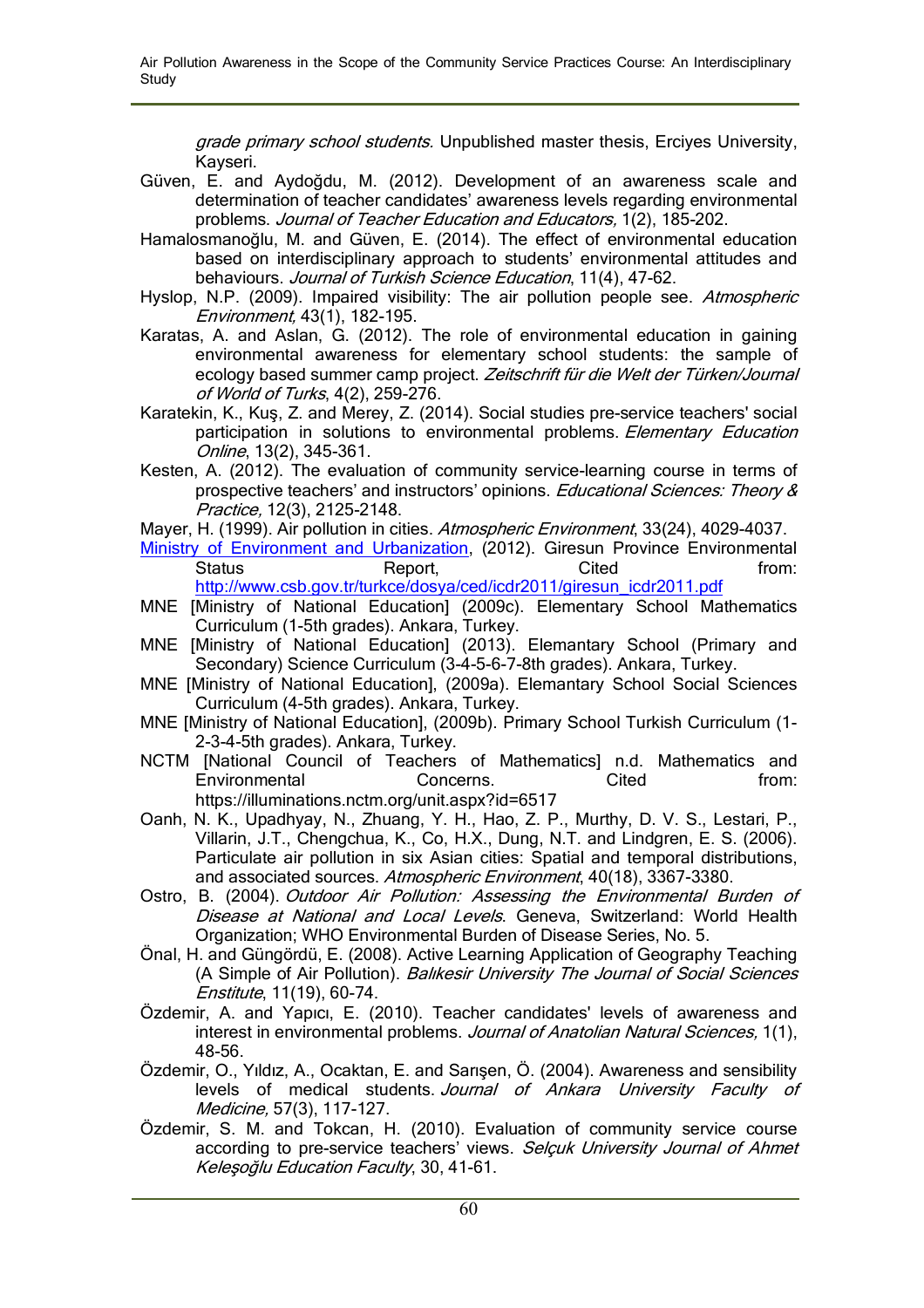*grade primary school students.* Unpublished master thesis, Erciyes University, Kayseri.

Güven, E. and Aydoğdu, M. (2012). Development of an awareness scale and determination of teacher candidates' awareness levels regarding environmental problems. *Journal of Teacher Education and Educators,* 1(2), 185-202.

Hamalosmanoğlu, M. and Güven, E. (2014). The effect of environmental education based on interdisciplinary approach to students' environmental attitudes and behaviours. *Journal of Turkish Science Education*, 11(4), 47-62.

Hyslop, N.P. (2009). Impaired visibility: The air pollution people see. *Atmospheric Environment,* 43(1), 182-195.

Karatas, A. and Aslan, G. (2012). The role of environmental education in gaining environmental awareness for elementary school students: the sample of ecology based summer camp project. *Zeitschrift für die Welt der Türken/Journal of World of Turks*, 4(2), 259-276.

Karatekin, K., Kuş, Z. and Merey, Z. (2014). Social studies pre-service teachers' social participation in solutions to environmental problems. *Elementary Education Online*, 13(2), 345-361.

Kesten, A. (2012). The evaluation of community service-learning course in terms of prospective teachers' and instructors' opinions. *Educational Sciences: Theory & Practice,* 12(3), 2125-2148.

Mayer, H. (1999). Air pollution in cities. *Atmospheric Environment*, 33(24), 4029-4037.

Ministry of Environment and Urbanization, (2012). Giresun Province Environmental Status Report, Cited from: http://www.csb.gov.tr/turkce/dosya/ced/icdr2011/giresun_icdr2011.pdf

MNE [Ministry of National Education] (2009c). Elementary School Mathematics Curriculum (1-5th grades). Ankara, Turkey.

MNE [Ministry of National Education] (2013). Elemantary School (Primary and Secondary) Science Curriculum (3-4-5-6-7-8th grades). Ankara, Turkey.

MNE [Ministry of National Education], (2009a). Elemantary School Social Sciences Curriculum (4-5th grades). Ankara, Turkey.

MNE [Ministry of National Education], (2009b). Primary School Turkish Curriculum (1-2-3-4-5th grades). Ankara, Turkey.

NCTM [National Council of Teachers of Mathematics] n.d. Mathematics and Environmental Concerns. Cited from: https://illuminations.nctm.org/unit.aspx?id=6517

Oanh, N. K., Upadhyay, N., Zhuang, Y. H., Hao, Z. P., Murthy, D. V. S., Lestari, P., Villarin, J.T., Chengchua, K., Co, H.X., Dung, N.T. and Lindgren, E. S. (2006). Particulate air pollution in six Asian cities: Spatial and temporal distributions, and associated sources. *Atmospheric Environment*, 40(18), 3367-3380.

Ostro, B. (2004). *Outdoor Air Pollution: Assessing the Environmental Burden of Disease at National and Local Levels*. Geneva, Switzerland: World Health Organization; WHO Environmental Burden of Disease Series, No. 5.

Önal, H. and Güngördü, E. (2008). Active Learning Application of Geography Teaching (A Simple of Air Pollution). *Balıkesir University The Journal of Social Sciences Enstitute*, 11(19), 60-74.

Özdemir, A. and Yapıcı, E. (2010). Teacher candidates' levels of awareness and interest in environmental problems. *Journal of Anatolian Natural Sciences,* 1(1), 48-56.

Özdemir, O., Yıldız, A., Ocaktan, E. and Sarışen, Ö. (2004). Awareness and sensibility levels of medical students. *Journal of Ankara University Faculty of Medicine,* 57(3), 117-127.

Özdemir, S. M. and Tokcan, H. (2010). Evaluation of community service course according to pre-service teachers' views. *Selçuk University Journal of Ahmet Keleşoğlu Education Faculty*, 30, 41-61.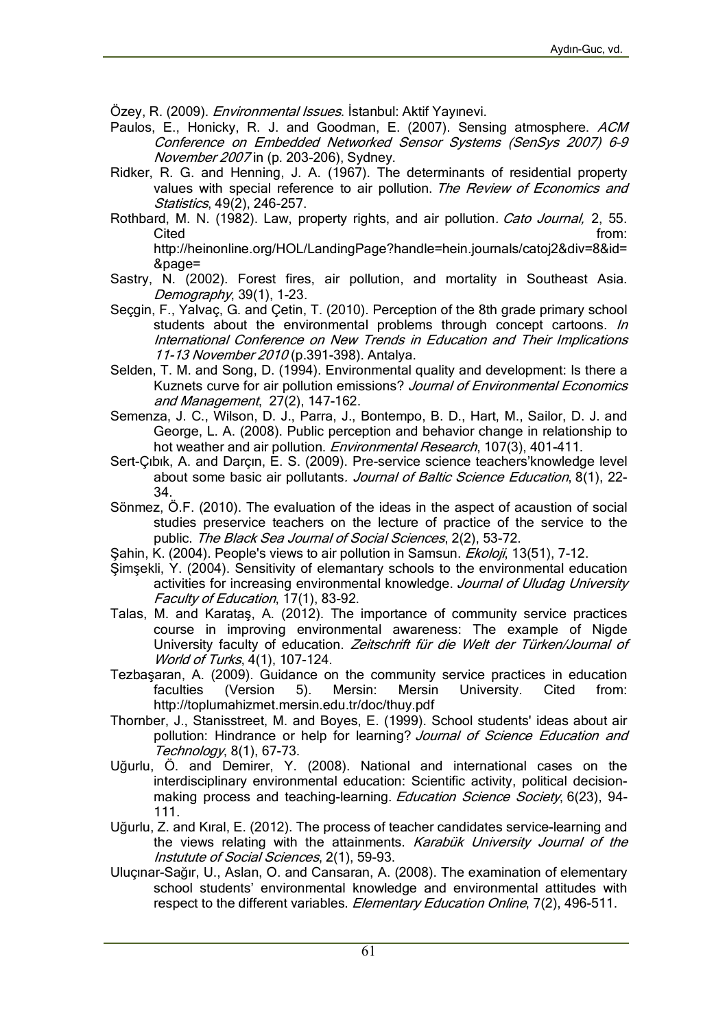Özey, R. (2009). *Environmental Issues*. İstanbul: Aktif Yayınevi.

Paulos, E., Honicky, R. J. and Goodman, E. (2007). Sensing atmosphere. *ACM Conference on Embedded Networked Sensor Systems (SenSys 2007) 6-9 November 2007* in (p. 203-206), Sydney.

Ridker, R. G. and Henning, J. A. (1967). The determinants of residential property values with special reference to air pollution. *The Review of Economics and Statistics*, 49(2), 246-257.

Rothbard, M. N. (1982). Law, property rights, and air pollution. *Cato Journal,* 2, 55. Cited from: http://heinonline.org/HOL/LandingPage?handle=hein.journals/catoj2&div=8&id=&page=

Sastry, N. (2002). Forest fires, air pollution, and mortality in Southeast Asia. *Demography*, 39(1), 1-23.

Seçgin, F., Yalvaç, G. and Çetin, T. (2010). Perception of the 8th grade primary school students about the environmental problems through concept cartoons. *In International Conference on New Trends in Education and Their Implications 11-13 November 2010* (p.391-398). Antalya.

Selden, T. M. and Song, D. (1994). Environmental quality and development: Is there a Kuznets curve for air pollution emissions? *Journal of Environmental Economics and Management*, 27(2), 147-162.

Semenza, J. C., Wilson, D. J., Parra, J., Bontempo, B. D., Hart, M., Sailor, D. J. and George, L. A. (2008). Public perception and behavior change in relationship to hot weather and air pollution. *Environmental Research*, 107(3), 401-411.

Sert-Çıbık, A. and Darçın, E. S. (2009). Pre-service science teachers'knowledge level about some basic air pollutants. *Journal of Baltic Science Education*, 8(1), 22-34.

Sönmez, Ö.F. (2010). The evaluation of the ideas in the aspect of acaustion of social studies preservice teachers on the lecture of practice of the service to the public. *The Black Sea Journal of Social Sciences*, 2(2), 53-72.

Şahin, K. (2004). People's views to air pollution in Samsun. *Ekoloji*, 13(51), 7-12.

Şimşekli, Y. (2004). Sensitivity of elemantary schools to the environmental education activities for increasing environmental knowledge. *Journal of Uludag University Faculty of Education*, 17(1), 83-92.

Talas, M. and Karataş, A. (2012). The importance of community service practices course in improving environmental awareness: The example of Nigde University faculty of education. *Zeitschrift für die Welt der Türken/Journal of World of Turks*, 4(1), 107-124.

Tezbaşaran, A. (2009). Guidance on the community service practices in education faculties (Version 5). Mersin: Mersin University. Cited from: http://toplumahizmet.mersin.edu.tr/doc/thuy.pdf

Thornber, J., Stanisstreet, M. and Boyes, E. (1999). School students' ideas about air pollution: Hindrance or help for learning? *Journal of Science Education and Technology*, 8(1), 67-73.

Uğurlu, Ö. and Demirer, Y. (2008). National and international cases on the interdisciplinary environmental education: Scientific activity, political decision-making process and teaching-learning. *Education Science Society*, 6(23), 94-111.

Uğurlu, Z. and Kıral, E. (2012). The process of teacher candidates service-learning and the views relating with the attainments. *Karabük University Journal of the Instutute of Social Sciences*, 2(1), 59-93.

Uluçınar-Sağır, U., Aslan, O. and Cansaran, A. (2008). The examination of elementary school students' environmental knowledge and environmental attitudes with respect to the different variables. *Elementary Education Online*, 7(2), 496-511.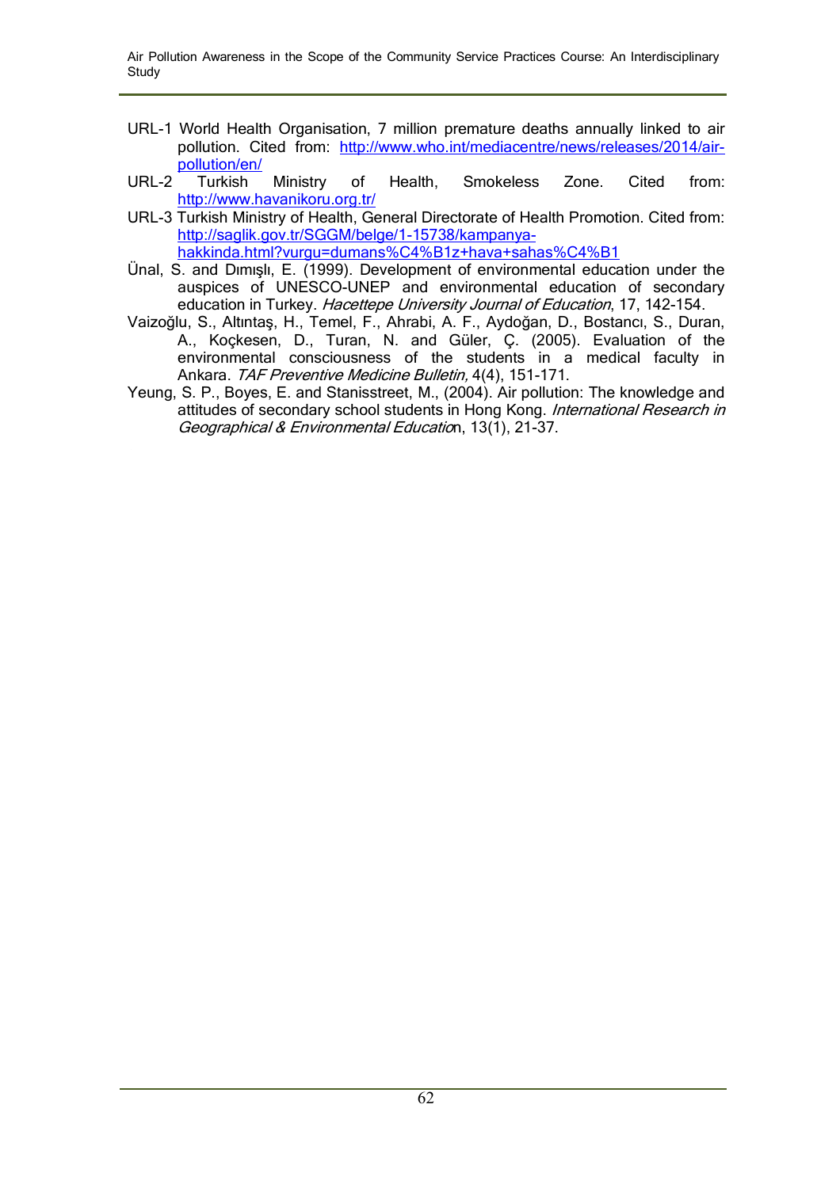URL-1 World Health Organisation, 7 million premature deaths annually linked to air pollution. Cited from: http://www.who.int/mediacentre/news/releases/2014/air-pollution/en/

URL-2 Turkish Ministry of Health, Smokeless Zone. Cited from: http://www.havanikoru.org.tr/

URL-3 Turkish Ministry of Health, General Directorate of Health Promotion. Cited from: http://saglik.gov.tr/SGGM/belge/1-15738/kampanya-hakkinda.html?vurgu=dumans%C4%B1z+hava+sahas%C4%B1

Ünal, S. and Dımışlı, E. (1999). Development of environmental education under the auspices of UNESCO-UNEP and environmental education of secondary education in Turkey. *Hacettepe University Journal of Education*, 17, 142-154.

Vaizoğlu, S., Altıntaş, H., Temel, F., Ahrabi, A. F., Aydoğan, D., Bostancı, S., Duran, A., Koçkesen, D., Turan, N. and Güler, Ç. (2005). Evaluation of the environmental consciousness of the students in a medical faculty in Ankara. *TAF Preventive Medicine Bulletin,* 4(4), 151-171.

Yeung, S. P., Boyes, E. and Stanisstreet, M., (2004). Air pollution: The knowledge and attitudes of secondary school students in Hong Kong. *International Research in Geographical & Environmental Education*, 13(1), 21-37.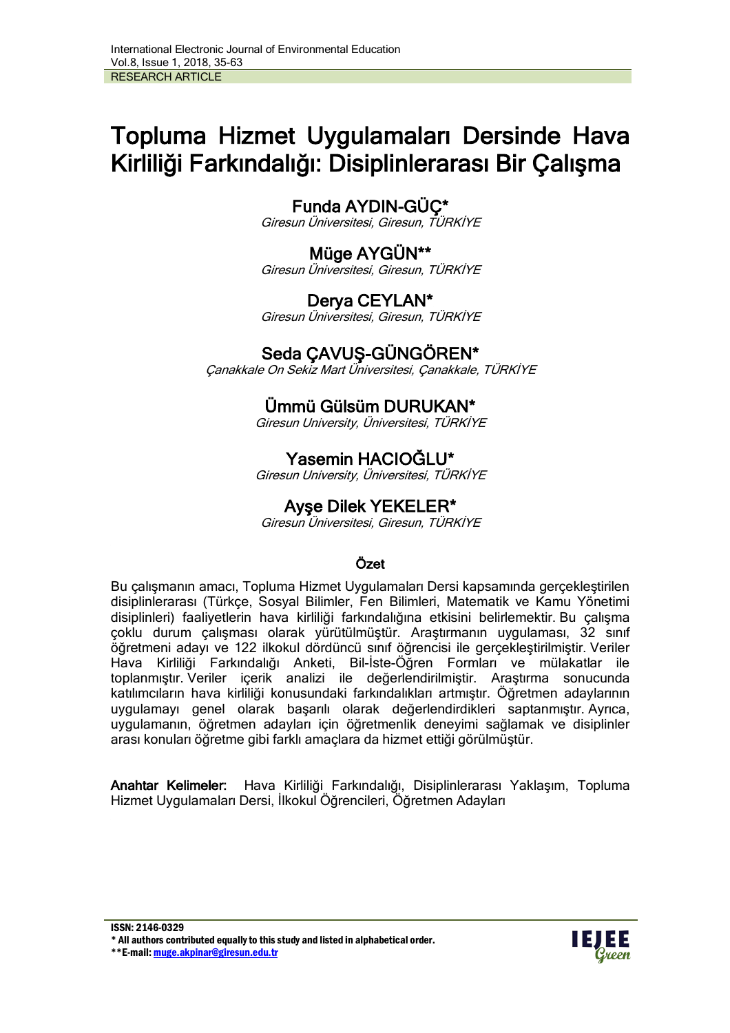# Topluma Hizmet Uygulamaları Dersinde Hava Kirliliği Farkındalığı: Disiplinlerarası Bir Çalışma

**Funda AYDIN-GÜÇ***
*Giresun Üniversitesi, Giresun, TÜRKİYE*

**Müge AYGÜN****
*Giresun Üniversitesi, Giresun, TÜRKİYE*

**Derya CEYLAN***
*Giresun Üniversitesi, Giresun, TÜRKİYE*

**Seda ÇAVUŞ-GÜNGÖREN***
*Çanakkale On Sekiz Mart Üniversitesi, Çanakkale, TÜRKİYE*

**Ümmü Gülsüm DURUKAN***
*Giresun University, Üniversitesi, TÜRKİYE*

**Yasemin HACIOĞLU***
*Giresun University, Üniversitesi, TÜRKİYE*

**Ayşe Dilek YEKELER***
*Giresun Üniversitesi, Giresun, TÜRKİYE*

## Özet

Bu çalışmanın amacı, Topluma Hizmet Uygulamaları Dersi kapsamında gerçekleştirilen disiplinlerarası (Türkçe, Sosyal Bilimler, Fen Bilimleri, Matematik ve Kamu Yönetimi disiplinleri) faaliyetlerin hava kirliliği farkındalığına etkisini belirlemektir. Bu çalışma çoklu durum çalışması olarak yürütülmüştür. Araştırmanın uygulaması, 32 sınıf öğretmeni adayı ve 122 ilkokul dördüncü sınıf öğrencisi ile gerçekleştirilmiştir. Veriler Hava Kirliliği Farkındalığı Anketi, Bil-İste-Öğren Formları ve mülakatlar ile toplanmıştır. Veriler içerik analizi ile değerlendirilmiştir. Araştırma sonucunda katılımcıların hava kirliliği konusundaki farkındalıkları artmıştır. Öğretmen adaylarının uygulamayı genel olarak başarılı olarak değerlendirdikleri saptanmıştır. Ayrıca, uygulamanın, öğretmen adayları için öğretmenlik deneyimi sağlamak ve disiplinler arası konuları öğretme gibi farklı amaçlara da hizmet ettiği görülmüştür.

**Anahtar Kelimeler:** Hava Kirliliği Farkındalığı, Disiplinlerarası Yaklaşım, Topluma Hizmet Uygulamaları Dersi, İlkokul Öğrencileri, Öğretmen Adayları

ISSN: 2146-0329
* All authors contributed equally to this study and listed in alphabetical order.
**E-mail: muge.akpinar@giresun.edu.tr